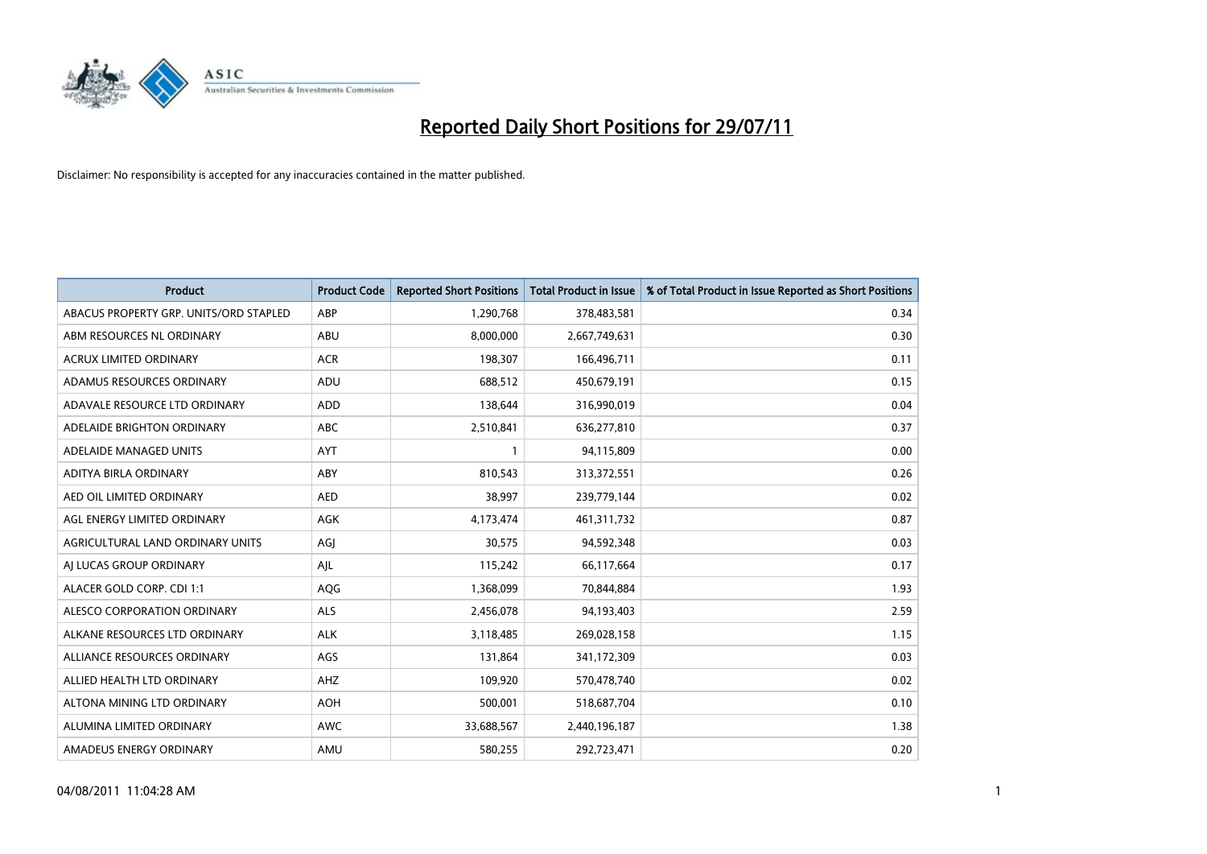# Reported Daily Short Positions for 29/07/11

Disclaimer: No responsibility is accepted for any inaccuracies contained in the matter published.

| Product | Product Code | Reported Short Positions | Total Product in Issue | % of Total Product in Issue Reported as Short Positions |
|---|---|---|---|---|
| ABACUS PROPERTY GRP. UNITS/ORD STAPLED | ABP | 1,290,768 | 378,483,581 | 0.34 |
| ABM RESOURCES NL ORDINARY | ABU | 8,000,000 | 2,667,749,631 | 0.30 |
| ACRUX LIMITED ORDINARY | ACR | 198,307 | 166,496,711 | 0.11 |
| ADAMUS RESOURCES ORDINARY | ADU | 688,512 | 450,679,191 | 0.15 |
| ADAVALE RESOURCE LTD ORDINARY | ADD | 138,644 | 316,990,019 | 0.04 |
| ADELAIDE BRIGHTON ORDINARY | ABC | 2,510,841 | 636,277,810 | 0.37 |
| ADELAIDE MANAGED UNITS | AYT | 1 | 94,115,809 | 0.00 |
| ADITYA BIRLA ORDINARY | ABY | 810,543 | 313,372,551 | 0.26 |
| AED OIL LIMITED ORDINARY | AED | 38,997 | 239,779,144 | 0.02 |
| AGL ENERGY LIMITED ORDINARY | AGK | 4,173,474 | 461,311,732 | 0.87 |
| AGRICULTURAL LAND ORDINARY UNITS | AGJ | 30,575 | 94,592,348 | 0.03 |
| AJ LUCAS GROUP ORDINARY | AJL | 115,242 | 66,117,664 | 0.17 |
| ALACER GOLD CORP. CDI 1:1 | AQG | 1,368,099 | 70,844,884 | 1.93 |
| ALESCO CORPORATION ORDINARY | ALS | 2,456,078 | 94,193,403 | 2.59 |
| ALKANE RESOURCES LTD ORDINARY | ALK | 3,118,485 | 269,028,158 | 1.15 |
| ALLIANCE RESOURCES ORDINARY | AGS | 131,864 | 341,172,309 | 0.03 |
| ALLIED HEALTH LTD ORDINARY | AHZ | 109,920 | 570,478,740 | 0.02 |
| ALTONA MINING LTD ORDINARY | AOH | 500,001 | 518,687,704 | 0.10 |
| ALUMINA LIMITED ORDINARY | AWC | 33,688,567 | 2,440,196,187 | 1.38 |
| AMADEUS ENERGY ORDINARY | AMU | 580,255 | 292,723,471 | 0.20 |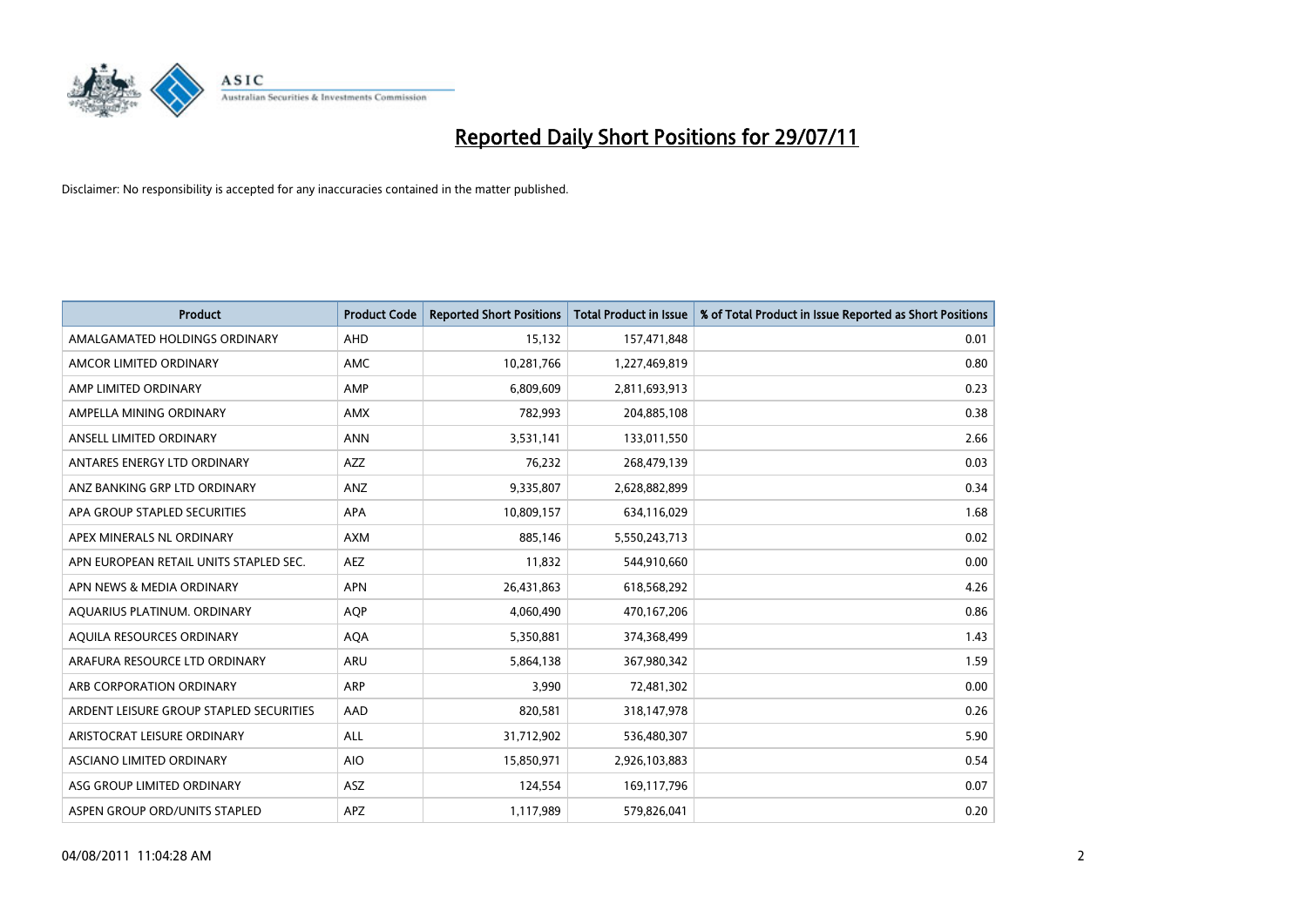# Reported Daily Short Positions for 29/07/11

Disclaimer: No responsibility is accepted for any inaccuracies contained in the matter published.

| Product | Product Code | Reported Short Positions | Total Product in Issue | % of Total Product in Issue Reported as Short Positions |
|---|---|---|---|---|
| AMALGAMATED HOLDINGS ORDINARY | AHD | 15,132 | 157,471,848 | 0.01 |
| AMCOR LIMITED ORDINARY | AMC | 10,281,766 | 1,227,469,819 | 0.80 |
| AMP LIMITED ORDINARY | AMP | 6,809,609 | 2,811,693,913 | 0.23 |
| AMPELLA MINING ORDINARY | AMX | 782,993 | 204,885,108 | 0.38 |
| ANSELL LIMITED ORDINARY | ANN | 3,531,141 | 133,011,550 | 2.66 |
| ANTARES ENERGY LTD ORDINARY | AZZ | 76,232 | 268,479,139 | 0.03 |
| ANZ BANKING GRP LTD ORDINARY | ANZ | 9,335,807 | 2,628,882,899 | 0.34 |
| APA GROUP STAPLED SECURITIES | APA | 10,809,157 | 634,116,029 | 1.68 |
| APEX MINERALS NL ORDINARY | AXM | 885,146 | 5,550,243,713 | 0.02 |
| APN EUROPEAN RETAIL UNITS STAPLED SEC. | AEZ | 11,832 | 544,910,660 | 0.00 |
| APN NEWS & MEDIA ORDINARY | APN | 26,431,863 | 618,568,292 | 4.26 |
| AQUARIUS PLATINUM. ORDINARY | AQP | 4,060,490 | 470,167,206 | 0.86 |
| AQUILA RESOURCES ORDINARY | AQA | 5,350,881 | 374,368,499 | 1.43 |
| ARAFURA RESOURCE LTD ORDINARY | ARU | 5,864,138 | 367,980,342 | 1.59 |
| ARB CORPORATION ORDINARY | ARP | 3,990 | 72,481,302 | 0.00 |
| ARDENT LEISURE GROUP STAPLED SECURITIES | AAD | 820,581 | 318,147,978 | 0.26 |
| ARISTOCRAT LEISURE ORDINARY | ALL | 31,712,902 | 536,480,307 | 5.90 |
| ASCIANO LIMITED ORDINARY | AIO | 15,850,971 | 2,926,103,883 | 0.54 |
| ASG GROUP LIMITED ORDINARY | ASZ | 124,554 | 169,117,796 | 0.07 |
| ASPEN GROUP ORD/UNITS STAPLED | APZ | 1,117,989 | 579,826,041 | 0.20 |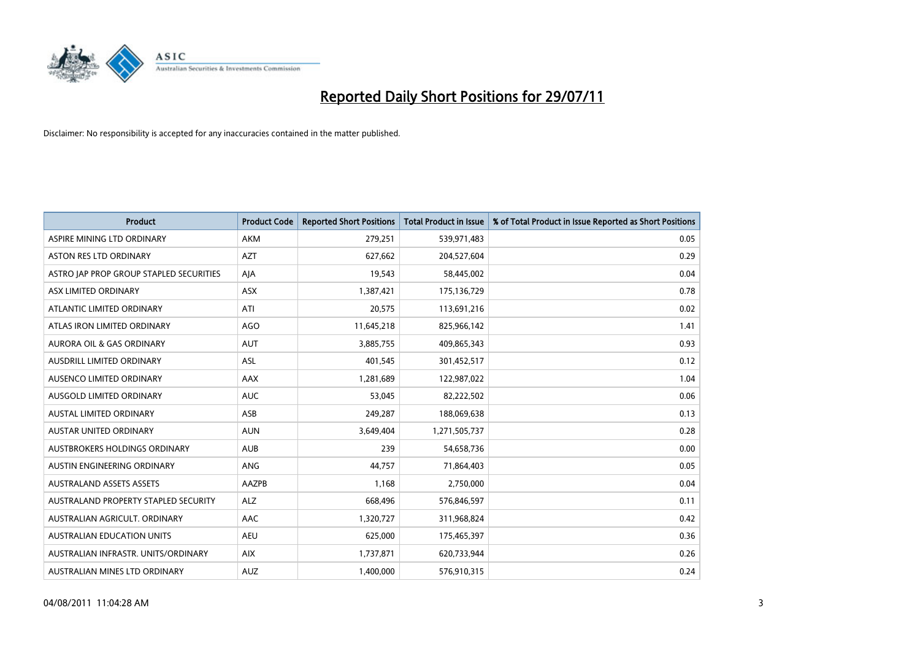# Reported Daily Short Positions for 29/07/11

Disclaimer: No responsibility is accepted for any inaccuracies contained in the matter published.

| Product | Product Code | Reported Short Positions | Total Product in Issue | % of Total Product in Issue Reported as Short Positions |
|---|---|---|---|---|
| ASPIRE MINING LTD ORDINARY | AKM | 279,251 | 539,971,483 | 0.05 |
| ASTON RES LTD ORDINARY | AZT | 627,662 | 204,527,604 | 0.29 |
| ASTRO JAP PROP GROUP STAPLED SECURITIES | AJA | 19,543 | 58,445,002 | 0.04 |
| ASX LIMITED ORDINARY | ASX | 1,387,421 | 175,136,729 | 0.78 |
| ATLANTIC LIMITED ORDINARY | ATI | 20,575 | 113,691,216 | 0.02 |
| ATLAS IRON LIMITED ORDINARY | AGO | 11,645,218 | 825,966,142 | 1.41 |
| AURORA OIL & GAS ORDINARY | AUT | 3,885,755 | 409,865,343 | 0.93 |
| AUSDRILL LIMITED ORDINARY | ASL | 401,545 | 301,452,517 | 0.12 |
| AUSENCO LIMITED ORDINARY | AAX | 1,281,689 | 122,987,022 | 1.04 |
| AUSGOLD LIMITED ORDINARY | AUC | 53,045 | 82,222,502 | 0.06 |
| AUSTAL LIMITED ORDINARY | ASB | 249,287 | 188,069,638 | 0.13 |
| AUSTAR UNITED ORDINARY | AUN | 3,649,404 | 1,271,505,737 | 0.28 |
| AUSTBROKERS HOLDINGS ORDINARY | AUB | 239 | 54,658,736 | 0.00 |
| AUSTIN ENGINEERING ORDINARY | ANG | 44,757 | 71,864,403 | 0.05 |
| AUSTRALAND ASSETS ASSETS | AAZPB | 1,168 | 2,750,000 | 0.04 |
| AUSTRALAND PROPERTY STAPLED SECURITY | ALZ | 668,496 | 576,846,597 | 0.11 |
| AUSTRALIAN AGRICULT. ORDINARY | AAC | 1,320,727 | 311,968,824 | 0.42 |
| AUSTRALIAN EDUCATION UNITS | AEU | 625,000 | 175,465,397 | 0.36 |
| AUSTRALIAN INFRASTR. UNITS/ORDINARY | AIX | 1,737,871 | 620,733,944 | 0.26 |
| AUSTRALIAN MINES LTD ORDINARY | AUZ | 1,400,000 | 576,910,315 | 0.24 |

04/08/2011 11:04:28 AM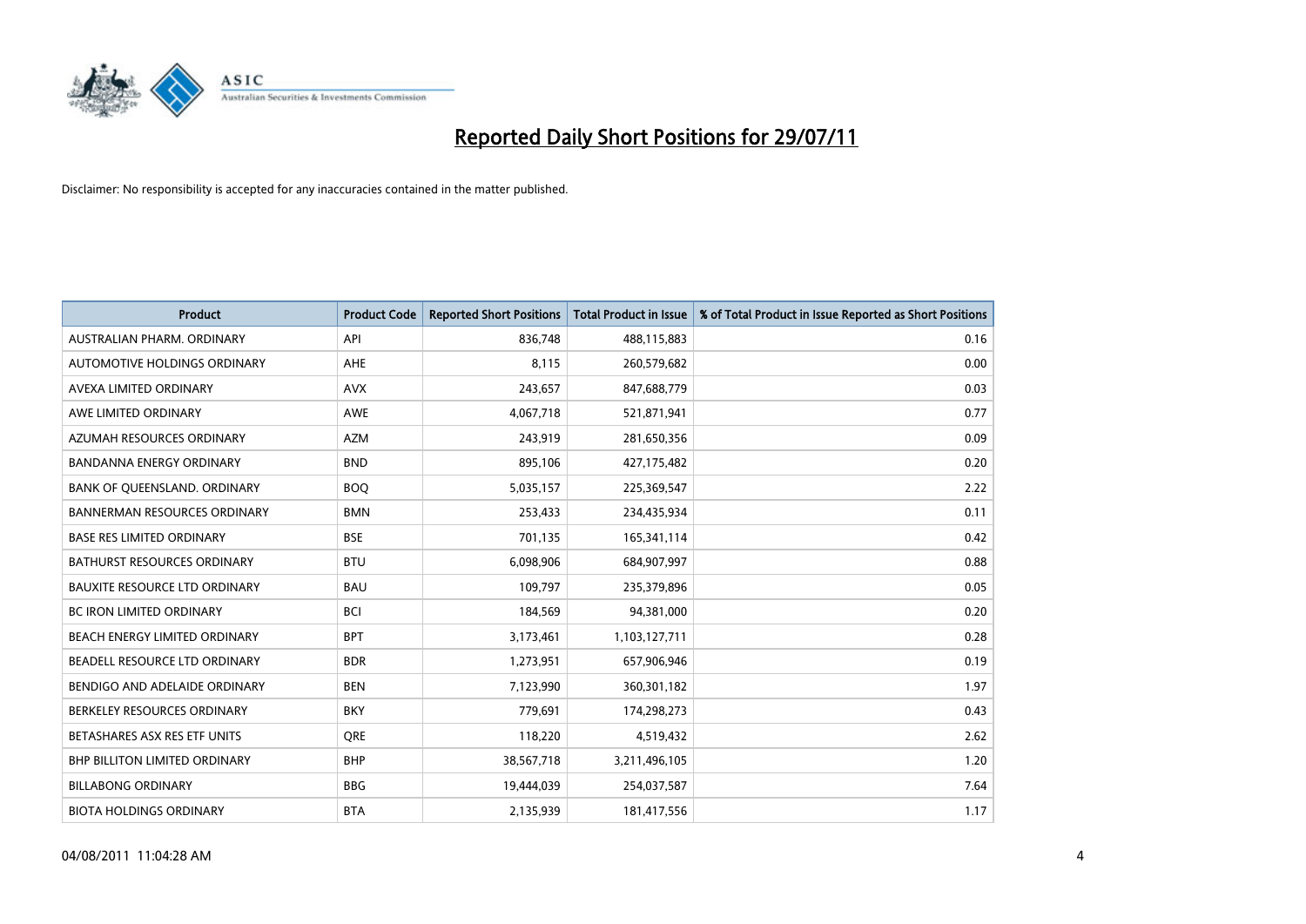# Reported Daily Short Positions for 29/07/11

Disclaimer: No responsibility is accepted for any inaccuracies contained in the matter published.

| Product | Product Code | Reported Short Positions | Total Product in Issue | % of Total Product in Issue Reported as Short Positions |
|---|---|---|---|---|
| AUSTRALIAN PHARM. ORDINARY | API | 836,748 | 488,115,883 | 0.16 |
| AUTOMOTIVE HOLDINGS ORDINARY | AHE | 8,115 | 260,579,682 | 0.00 |
| AVEXA LIMITED ORDINARY | AVX | 243,657 | 847,688,779 | 0.03 |
| AWE LIMITED ORDINARY | AWE | 4,067,718 | 521,871,941 | 0.77 |
| AZUMAH RESOURCES ORDINARY | AZM | 243,919 | 281,650,356 | 0.09 |
| BANDANNA ENERGY ORDINARY | BND | 895,106 | 427,175,482 | 0.20 |
| BANK OF QUEENSLAND. ORDINARY | BOQ | 5,035,157 | 225,369,547 | 2.22 |
| BANNERMAN RESOURCES ORDINARY | BMN | 253,433 | 234,435,934 | 0.11 |
| BASE RES LIMITED ORDINARY | BSE | 701,135 | 165,341,114 | 0.42 |
| BATHURST RESOURCES ORDINARY | BTU | 6,098,906 | 684,907,997 | 0.88 |
| BAUXITE RESOURCE LTD ORDINARY | BAU | 109,797 | 235,379,896 | 0.05 |
| BC IRON LIMITED ORDINARY | BCI | 184,569 | 94,381,000 | 0.20 |
| BEACH ENERGY LIMITED ORDINARY | BPT | 3,173,461 | 1,103,127,711 | 0.28 |
| BEADELL RESOURCE LTD ORDINARY | BDR | 1,273,951 | 657,906,946 | 0.19 |
| BENDIGO AND ADELAIDE ORDINARY | BEN | 7,123,990 | 360,301,182 | 1.97 |
| BERKELEY RESOURCES ORDINARY | BKY | 779,691 | 174,298,273 | 0.43 |
| BETASHARES ASX RES ETF UNITS | QRE | 118,220 | 4,519,432 | 2.62 |
| BHP BILLITON LIMITED ORDINARY | BHP | 38,567,718 | 3,211,496,105 | 1.20 |
| BILLABONG ORDINARY | BBG | 19,444,039 | 254,037,587 | 7.64 |
| BIOTA HOLDINGS ORDINARY | BTA | 2,135,939 | 181,417,556 | 1.17 |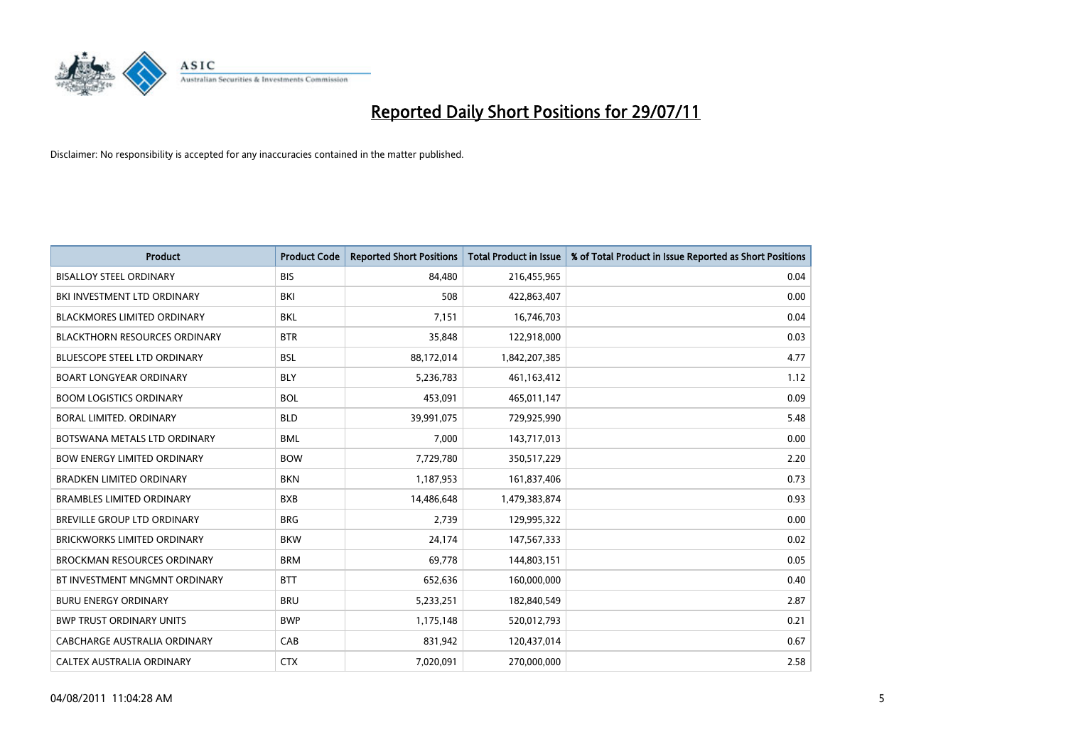# Reported Daily Short Positions for 29/07/11

Disclaimer: No responsibility is accepted for any inaccuracies contained in the matter published.

| Product | Product Code | Reported Short Positions | Total Product in Issue | % of Total Product in Issue Reported as Short Positions |
|---|---|---|---|---|
| BISALLOY STEEL ORDINARY | BIS | 84,480 | 216,455,965 | 0.04 |
| BKI INVESTMENT LTD ORDINARY | BKI | 508 | 422,863,407 | 0.00 |
| BLACKMORES LIMITED ORDINARY | BKL | 7,151 | 16,746,703 | 0.04 |
| BLACKTHORN RESOURCES ORDINARY | BTR | 35,848 | 122,918,000 | 0.03 |
| BLUESCOPE STEEL LTD ORDINARY | BSL | 88,172,014 | 1,842,207,385 | 4.77 |
| BOART LONGYEAR ORDINARY | BLY | 5,236,783 | 461,163,412 | 1.12 |
| BOOM LOGISTICS ORDINARY | BOL | 453,091 | 465,011,147 | 0.09 |
| BORAL LIMITED. ORDINARY | BLD | 39,991,075 | 729,925,990 | 5.48 |
| BOTSWANA METALS LTD ORDINARY | BML | 7,000 | 143,717,013 | 0.00 |
| BOW ENERGY LIMITED ORDINARY | BOW | 7,729,780 | 350,517,229 | 2.20 |
| BRADKEN LIMITED ORDINARY | BKN | 1,187,953 | 161,837,406 | 0.73 |
| BRAMBLES LIMITED ORDINARY | BXB | 14,486,648 | 1,479,383,874 | 0.93 |
| BREVILLE GROUP LTD ORDINARY | BRG | 2,739 | 129,995,322 | 0.00 |
| BRICKWORKS LIMITED ORDINARY | BKW | 24,174 | 147,567,333 | 0.02 |
| BROCKMAN RESOURCES ORDINARY | BRM | 69,778 | 144,803,151 | 0.05 |
| BT INVESTMENT MNGMNT ORDINARY | BTT | 652,636 | 160,000,000 | 0.40 |
| BURU ENERGY ORDINARY | BRU | 5,233,251 | 182,840,549 | 2.87 |
| BWP TRUST ORDINARY UNITS | BWP | 1,175,148 | 520,012,793 | 0.21 |
| CABCHARGE AUSTRALIA ORDINARY | CAB | 831,942 | 120,437,014 | 0.67 |
| CALTEX AUSTRALIA ORDINARY | CTX | 7,020,091 | 270,000,000 | 2.58 |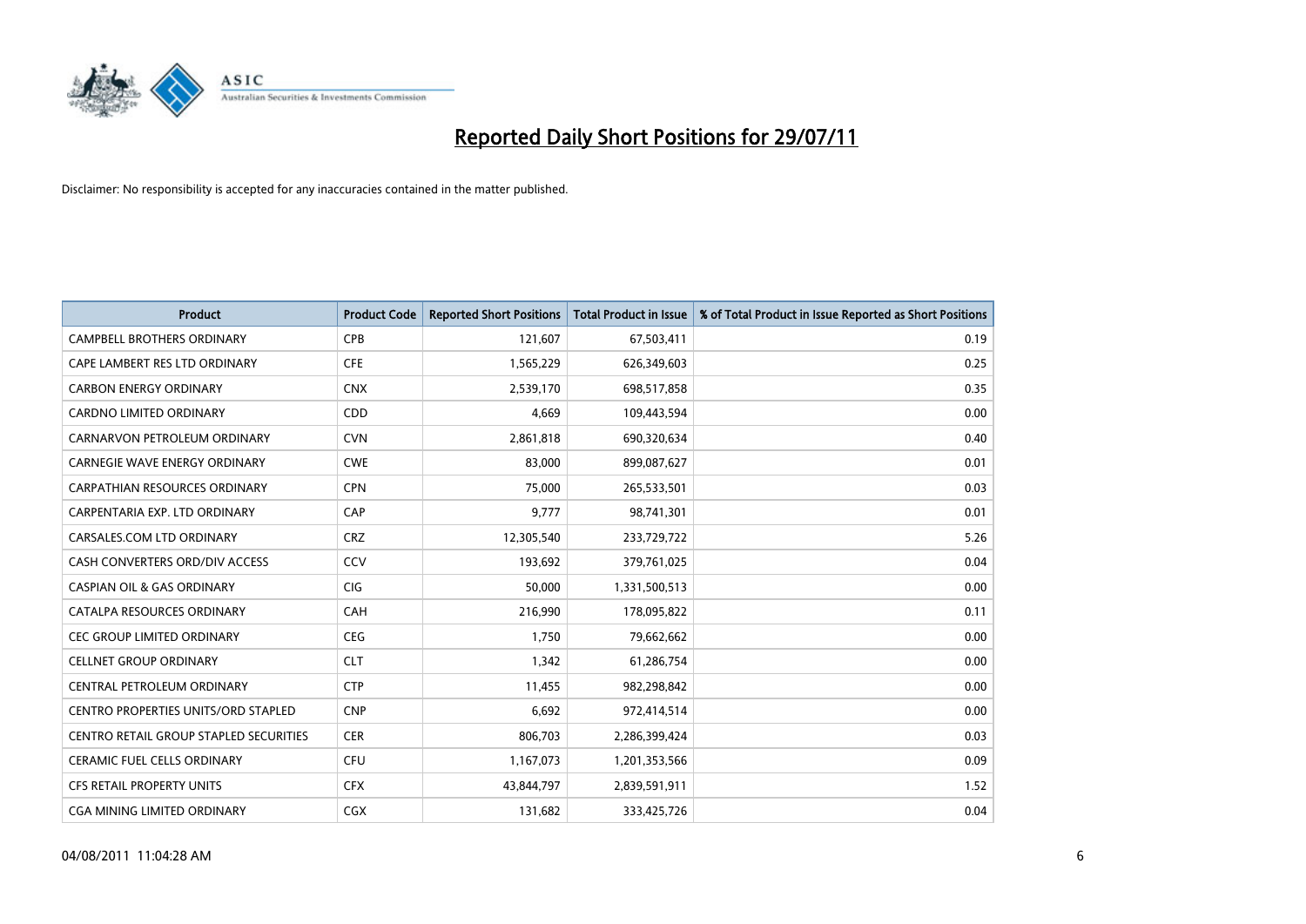# Reported Daily Short Positions for 29/07/11

Disclaimer: No responsibility is accepted for any inaccuracies contained in the matter published.

| Product | Product Code | Reported Short Positions | Total Product in Issue | % of Total Product in Issue Reported as Short Positions |
| --- | --- | --- | --- | --- |
| CAMPBELL BROTHERS ORDINARY | CPB | 121,607 | 67,503,411 | 0.19 |
| CAPE LAMBERT RES LTD ORDINARY | CFE | 1,565,229 | 626,349,603 | 0.25 |
| CARBON ENERGY ORDINARY | CNX | 2,539,170 | 698,517,858 | 0.35 |
| CARDNO LIMITED ORDINARY | CDD | 4,669 | 109,443,594 | 0.00 |
| CARNARVON PETROLEUM ORDINARY | CVN | 2,861,818 | 690,320,634 | 0.40 |
| CARNEGIE WAVE ENERGY ORDINARY | CWE | 83,000 | 899,087,627 | 0.01 |
| CARPATHIAN RESOURCES ORDINARY | CPN | 75,000 | 265,533,501 | 0.03 |
| CARPENTARIA EXP. LTD ORDINARY | CAP | 9,777 | 98,741,301 | 0.01 |
| CARSALES.COM LTD ORDINARY | CRZ | 12,305,540 | 233,729,722 | 5.26 |
| CASH CONVERTERS ORD/DIV ACCESS | CCV | 193,692 | 379,761,025 | 0.04 |
| CASPIAN OIL & GAS ORDINARY | CIG | 50,000 | 1,331,500,513 | 0.00 |
| CATALPA RESOURCES ORDINARY | CAH | 216,990 | 178,095,822 | 0.11 |
| CEC GROUP LIMITED ORDINARY | CEG | 1,750 | 79,662,662 | 0.00 |
| CELLNET GROUP ORDINARY | CLT | 1,342 | 61,286,754 | 0.00 |
| CENTRAL PETROLEUM ORDINARY | CTP | 11,455 | 982,298,842 | 0.00 |
| CENTRO PROPERTIES UNITS/ORD STAPLED | CNP | 6,692 | 972,414,514 | 0.00 |
| CENTRO RETAIL GROUP STAPLED SECURITIES | CER | 806,703 | 2,286,399,424 | 0.03 |
| CERAMIC FUEL CELLS ORDINARY | CFU | 1,167,073 | 1,201,353,566 | 0.09 |
| CFS RETAIL PROPERTY UNITS | CFX | 43,844,797 | 2,839,591,911 | 1.52 |
| CGA MINING LIMITED ORDINARY | CGX | 131,682 | 333,425,726 | 0.04 |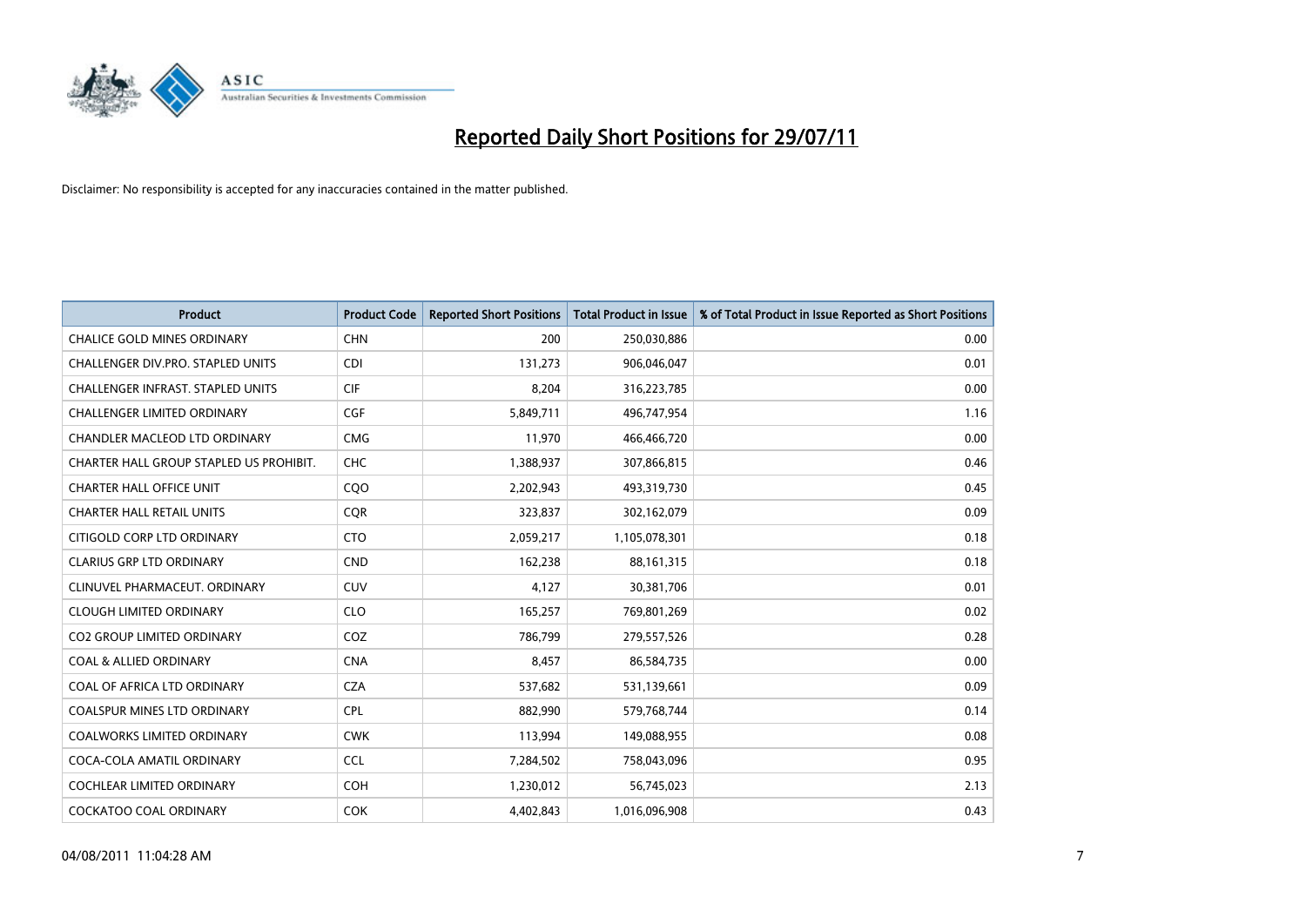# Reported Daily Short Positions for 29/07/11

Disclaimer: No responsibility is accepted for any inaccuracies contained in the matter published.

| Product | Product Code | Reported Short Positions | Total Product in Issue | % of Total Product in Issue Reported as Short Positions |
|---|---|---|---|---|
| CHALICE GOLD MINES ORDINARY | CHN | 200 | 250,030,886 | 0.00 |
| CHALLENGER DIV.PRO. STAPLED UNITS | CDI | 131,273 | 906,046,047 | 0.01 |
| CHALLENGER INFRAST. STAPLED UNITS | CIF | 8,204 | 316,223,785 | 0.00 |
| CHALLENGER LIMITED ORDINARY | CGF | 5,849,711 | 496,747,954 | 1.16 |
| CHANDLER MACLEOD LTD ORDINARY | CMG | 11,970 | 466,466,720 | 0.00 |
| CHARTER HALL GROUP STAPLED US PROHIBIT. | CHC | 1,388,937 | 307,866,815 | 0.46 |
| CHARTER HALL OFFICE UNIT | CQO | 2,202,943 | 493,319,730 | 0.45 |
| CHARTER HALL RETAIL UNITS | CQR | 323,837 | 302,162,079 | 0.09 |
| CITIGOLD CORP LTD ORDINARY | CTO | 2,059,217 | 1,105,078,301 | 0.18 |
| CLARIUS GRP LTD ORDINARY | CND | 162,238 | 88,161,315 | 0.18 |
| CLINUVEL PHARMACEUT. ORDINARY | CUV | 4,127 | 30,381,706 | 0.01 |
| CLOUGH LIMITED ORDINARY | CLO | 165,257 | 769,801,269 | 0.02 |
| CO2 GROUP LIMITED ORDINARY | COZ | 786,799 | 279,557,526 | 0.28 |
| COAL & ALLIED ORDINARY | CNA | 8,457 | 86,584,735 | 0.00 |
| COAL OF AFRICA LTD ORDINARY | CZA | 537,682 | 531,139,661 | 0.09 |
| COALSPUR MINES LTD ORDINARY | CPL | 882,990 | 579,768,744 | 0.14 |
| COALWORKS LIMITED ORDINARY | CWK | 113,994 | 149,088,955 | 0.08 |
| COCA-COLA AMATIL ORDINARY | CCL | 7,284,502 | 758,043,096 | 0.95 |
| COCHLEAR LIMITED ORDINARY | COH | 1,230,012 | 56,745,023 | 2.13 |
| COCKATOO COAL ORDINARY | COK | 4,402,843 | 1,016,096,908 | 0.43 |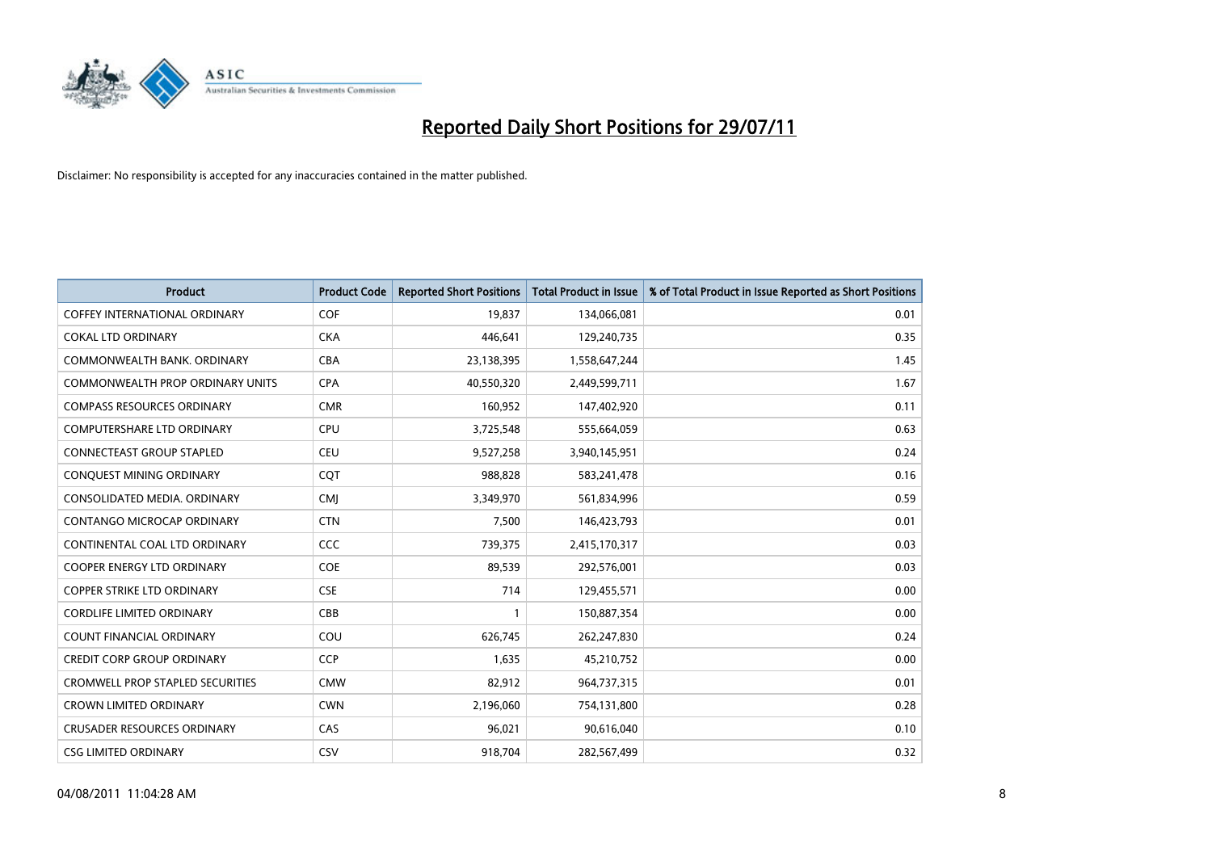# Reported Daily Short Positions for 29/07/11

Disclaimer: No responsibility is accepted for any inaccuracies contained in the matter published.

| Product | Product Code | Reported Short Positions | Total Product in Issue | % of Total Product in Issue Reported as Short Positions |
|---|---|---|---|---|
| COFFEY INTERNATIONAL ORDINARY | COF | 19,837 | 134,066,081 | 0.01 |
| COKAL LTD ORDINARY | CKA | 446,641 | 129,240,735 | 0.35 |
| COMMONWEALTH BANK. ORDINARY | CBA | 23,138,395 | 1,558,647,244 | 1.45 |
| COMMONWEALTH PROP ORDINARY UNITS | CPA | 40,550,320 | 2,449,599,711 | 1.67 |
| COMPASS RESOURCES ORDINARY | CMR | 160,952 | 147,402,920 | 0.11 |
| COMPUTERSHARE LTD ORDINARY | CPU | 3,725,548 | 555,664,059 | 0.63 |
| CONNECTEAST GROUP STAPLED | CEU | 9,527,258 | 3,940,145,951 | 0.24 |
| CONQUEST MINING ORDINARY | CQT | 988,828 | 583,241,478 | 0.16 |
| CONSOLIDATED MEDIA. ORDINARY | CMJ | 3,349,970 | 561,834,996 | 0.59 |
| CONTANGO MICROCAP ORDINARY | CTN | 7,500 | 146,423,793 | 0.01 |
| CONTINENTAL COAL LTD ORDINARY | CCC | 739,375 | 2,415,170,317 | 0.03 |
| COOPER ENERGY LTD ORDINARY | COE | 89,539 | 292,576,001 | 0.03 |
| COPPER STRIKE LTD ORDINARY | CSE | 714 | 129,455,571 | 0.00 |
| CORDLIFE LIMITED ORDINARY | CBB | 1 | 150,887,354 | 0.00 |
| COUNT FINANCIAL ORDINARY | COU | 626,745 | 262,247,830 | 0.24 |
| CREDIT CORP GROUP ORDINARY | CCP | 1,635 | 45,210,752 | 0.00 |
| CROMWELL PROP STAPLED SECURITIES | CMW | 82,912 | 964,737,315 | 0.01 |
| CROWN LIMITED ORDINARY | CWN | 2,196,060 | 754,131,800 | 0.28 |
| CRUSADER RESOURCES ORDINARY | CAS | 96,021 | 90,616,040 | 0.10 |
| CSG LIMITED ORDINARY | CSV | 918,704 | 282,567,499 | 0.32 |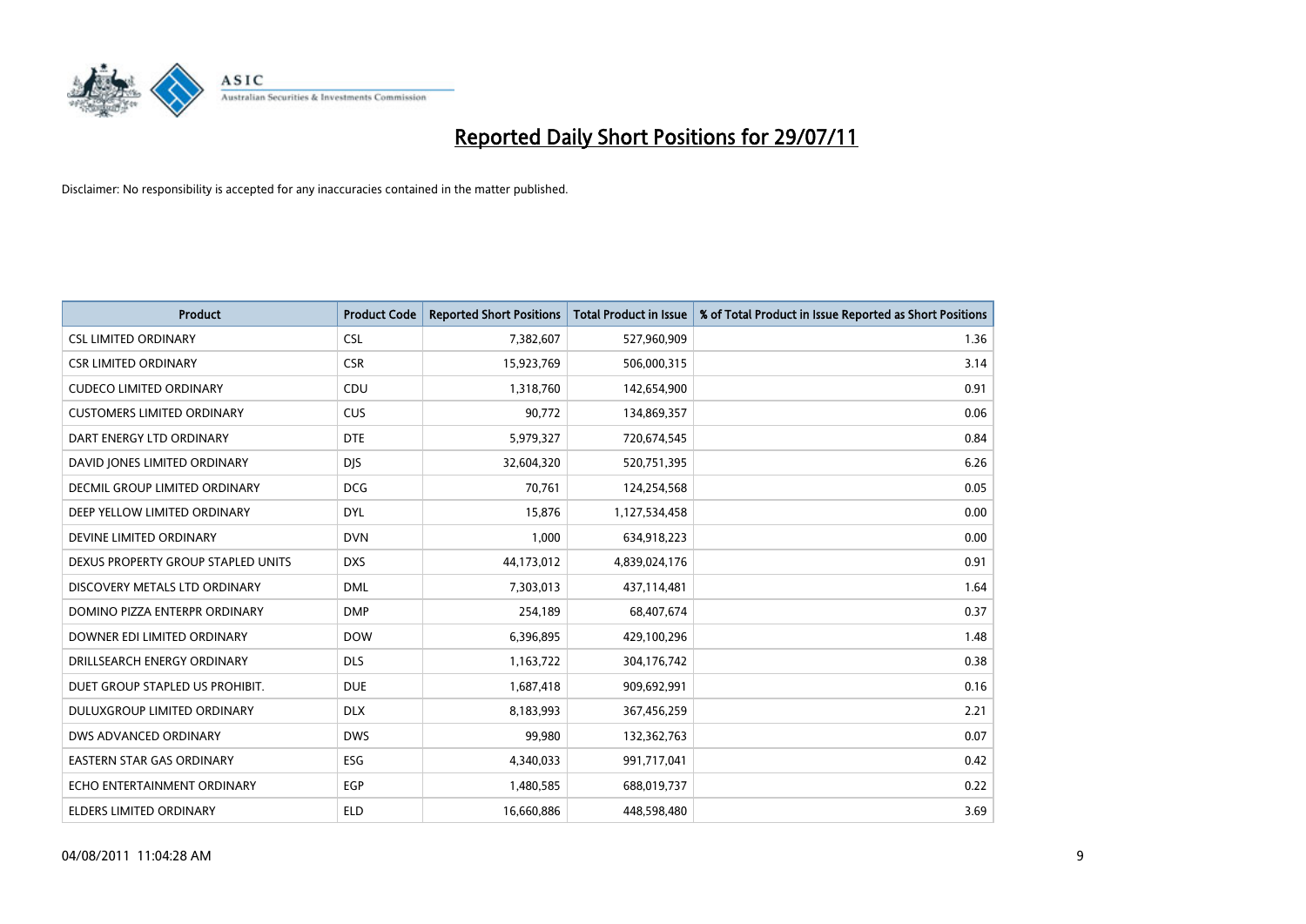# Reported Daily Short Positions for 29/07/11

Disclaimer: No responsibility is accepted for any inaccuracies contained in the matter published.

| Product | Product Code | Reported Short Positions | Total Product in Issue | % of Total Product in Issue Reported as Short Positions |
|---|---|---|---|---|
| CSL LIMITED ORDINARY | CSL | 7,382,607 | 527,960,909 | 1.36 |
| CSR LIMITED ORDINARY | CSR | 15,923,769 | 506,000,315 | 3.14 |
| CUDECO LIMITED ORDINARY | CDU | 1,318,760 | 142,654,900 | 0.91 |
| CUSTOMERS LIMITED ORDINARY | CUS | 90,772 | 134,869,357 | 0.06 |
| DART ENERGY LTD ORDINARY | DTE | 5,979,327 | 720,674,545 | 0.84 |
| DAVID JONES LIMITED ORDINARY | DJS | 32,604,320 | 520,751,395 | 6.26 |
| DECMIL GROUP LIMITED ORDINARY | DCG | 70,761 | 124,254,568 | 0.05 |
| DEEP YELLOW LIMITED ORDINARY | DYL | 15,876 | 1,127,534,458 | 0.00 |
| DEVINE LIMITED ORDINARY | DVN | 1,000 | 634,918,223 | 0.00 |
| DEXUS PROPERTY GROUP STAPLED UNITS | DXS | 44,173,012 | 4,839,024,176 | 0.91 |
| DISCOVERY METALS LTD ORDINARY | DML | 7,303,013 | 437,114,481 | 1.64 |
| DOMINO PIZZA ENTERPR ORDINARY | DMP | 254,189 | 68,407,674 | 0.37 |
| DOWNER EDI LIMITED ORDINARY | DOW | 6,396,895 | 429,100,296 | 1.48 |
| DRILLSEARCH ENERGY ORDINARY | DLS | 1,163,722 | 304,176,742 | 0.38 |
| DUET GROUP STAPLED US PROHIBIT. | DUE | 1,687,418 | 909,692,991 | 0.16 |
| DULUXGROUP LIMITED ORDINARY | DLX | 8,183,993 | 367,456,259 | 2.21 |
| DWS ADVANCED ORDINARY | DWS | 99,980 | 132,362,763 | 0.07 |
| EASTERN STAR GAS ORDINARY | ESG | 4,340,033 | 991,717,041 | 0.42 |
| ECHO ENTERTAINMENT ORDINARY | EGP | 1,480,585 | 688,019,737 | 0.22 |
| ELDERS LIMITED ORDINARY | ELD | 16,660,886 | 448,598,480 | 3.69 |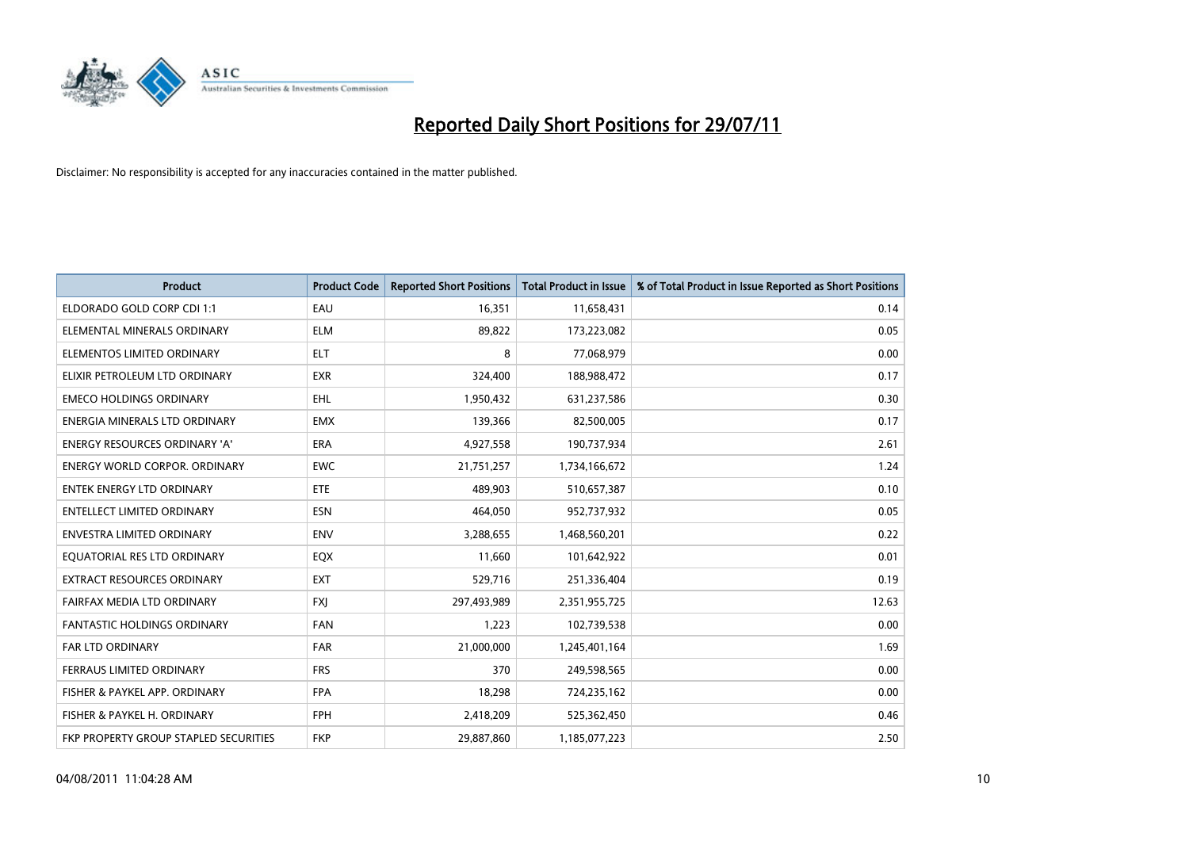# Reported Daily Short Positions for 29/07/11

Disclaimer: No responsibility is accepted for any inaccuracies contained in the matter published.

| Product | Product Code | Reported Short Positions | Total Product in Issue | % of Total Product in Issue Reported as Short Positions |
|---|---|---|---|---|
| ELDORADO GOLD CORP CDI 1:1 | EAU | 16,351 | 11,658,431 | 0.14 |
| ELEMENTAL MINERALS ORDINARY | ELM | 89,822 | 173,223,082 | 0.05 |
| ELEMENTOS LIMITED ORDINARY | ELT | 8 | 77,068,979 | 0.00 |
| ELIXIR PETROLEUM LTD ORDINARY | EXR | 324,400 | 188,988,472 | 0.17 |
| EMECO HOLDINGS ORDINARY | EHL | 1,950,432 | 631,237,586 | 0.30 |
| ENERGIA MINERALS LTD ORDINARY | EMX | 139,366 | 82,500,005 | 0.17 |
| ENERGY RESOURCES ORDINARY 'A' | ERA | 4,927,558 | 190,737,934 | 2.61 |
| ENERGY WORLD CORPOR. ORDINARY | EWC | 21,751,257 | 1,734,166,672 | 1.24 |
| ENTEK ENERGY LTD ORDINARY | ETE | 489,903 | 510,657,387 | 0.10 |
| ENTELLECT LIMITED ORDINARY | ESN | 464,050 | 952,737,932 | 0.05 |
| ENVESTRA LIMITED ORDINARY | ENV | 3,288,655 | 1,468,560,201 | 0.22 |
| EQUATORIAL RES LTD ORDINARY | EQX | 11,660 | 101,642,922 | 0.01 |
| EXTRACT RESOURCES ORDINARY | EXT | 529,716 | 251,336,404 | 0.19 |
| FAIRFAX MEDIA LTD ORDINARY | FXJ | 297,493,989 | 2,351,955,725 | 12.63 |
| FANTASTIC HOLDINGS ORDINARY | FAN | 1,223 | 102,739,538 | 0.00 |
| FAR LTD ORDINARY | FAR | 21,000,000 | 1,245,401,164 | 1.69 |
| FERRAUS LIMITED ORDINARY | FRS | 370 | 249,598,565 | 0.00 |
| FISHER & PAYKEL APP. ORDINARY | FPA | 18,298 | 724,235,162 | 0.00 |
| FISHER & PAYKEL H. ORDINARY | FPH | 2,418,209 | 525,362,450 | 0.46 |
| FKP PROPERTY GROUP STAPLED SECURITIES | FKP | 29,887,860 | 1,185,077,223 | 2.50 |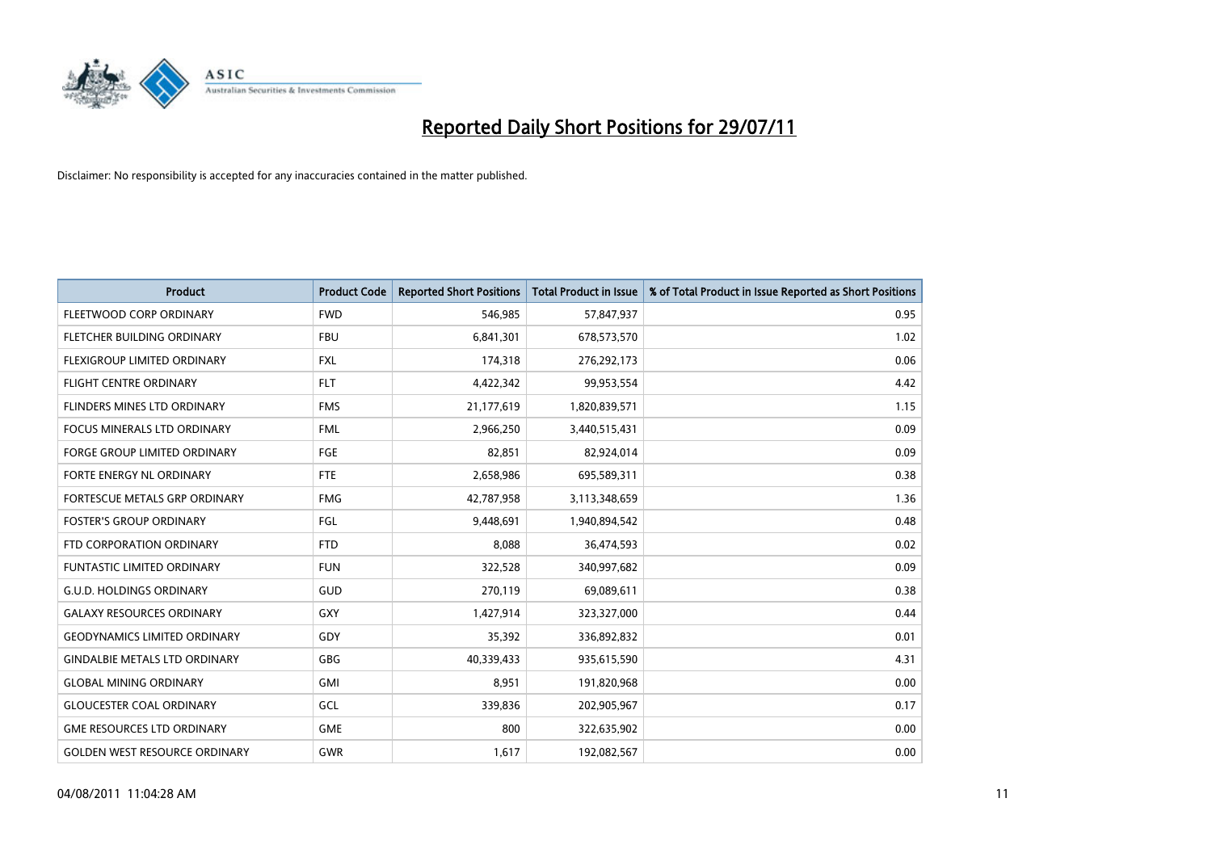# Reported Daily Short Positions for 29/07/11

Disclaimer: No responsibility is accepted for any inaccuracies contained in the matter published.

| Product | Product Code | Reported Short Positions | Total Product in Issue | % of Total Product in Issue Reported as Short Positions |
|---|---|---|---|---|
| FLEETWOOD CORP ORDINARY | FWD | 546,985 | 57,847,937 | 0.95 |
| FLETCHER BUILDING ORDINARY | FBU | 6,841,301 | 678,573,570 | 1.02 |
| FLEXIGROUP LIMITED ORDINARY | FXL | 174,318 | 276,292,173 | 0.06 |
| FLIGHT CENTRE ORDINARY | FLT | 4,422,342 | 99,953,554 | 4.42 |
| FLINDERS MINES LTD ORDINARY | FMS | 21,177,619 | 1,820,839,571 | 1.15 |
| FOCUS MINERALS LTD ORDINARY | FML | 2,966,250 | 3,440,515,431 | 0.09 |
| FORGE GROUP LIMITED ORDINARY | FGE | 82,851 | 82,924,014 | 0.09 |
| FORTE ENERGY NL ORDINARY | FTE | 2,658,986 | 695,589,311 | 0.38 |
| FORTESCUE METALS GRP ORDINARY | FMG | 42,787,958 | 3,113,348,659 | 1.36 |
| FOSTER'S GROUP ORDINARY | FGL | 9,448,691 | 1,940,894,542 | 0.48 |
| FTD CORPORATION ORDINARY | FTD | 8,088 | 36,474,593 | 0.02 |
| FUNTASTIC LIMITED ORDINARY | FUN | 322,528 | 340,997,682 | 0.09 |
| G.U.D. HOLDINGS ORDINARY | GUD | 270,119 | 69,089,611 | 0.38 |
| GALAXY RESOURCES ORDINARY | GXY | 1,427,914 | 323,327,000 | 0.44 |
| GEODYNAMICS LIMITED ORDINARY | GDY | 35,392 | 336,892,832 | 0.01 |
| GINDALBIE METALS LTD ORDINARY | GBG | 40,339,433 | 935,615,590 | 4.31 |
| GLOBAL MINING ORDINARY | GMI | 8,951 | 191,820,968 | 0.00 |
| GLOUCESTER COAL ORDINARY | GCL | 339,836 | 202,905,967 | 0.17 |
| GME RESOURCES LTD ORDINARY | GME | 800 | 322,635,902 | 0.00 |
| GOLDEN WEST RESOURCE ORDINARY | GWR | 1,617 | 192,082,567 | 0.00 |

04/08/2011 11:04:28 AM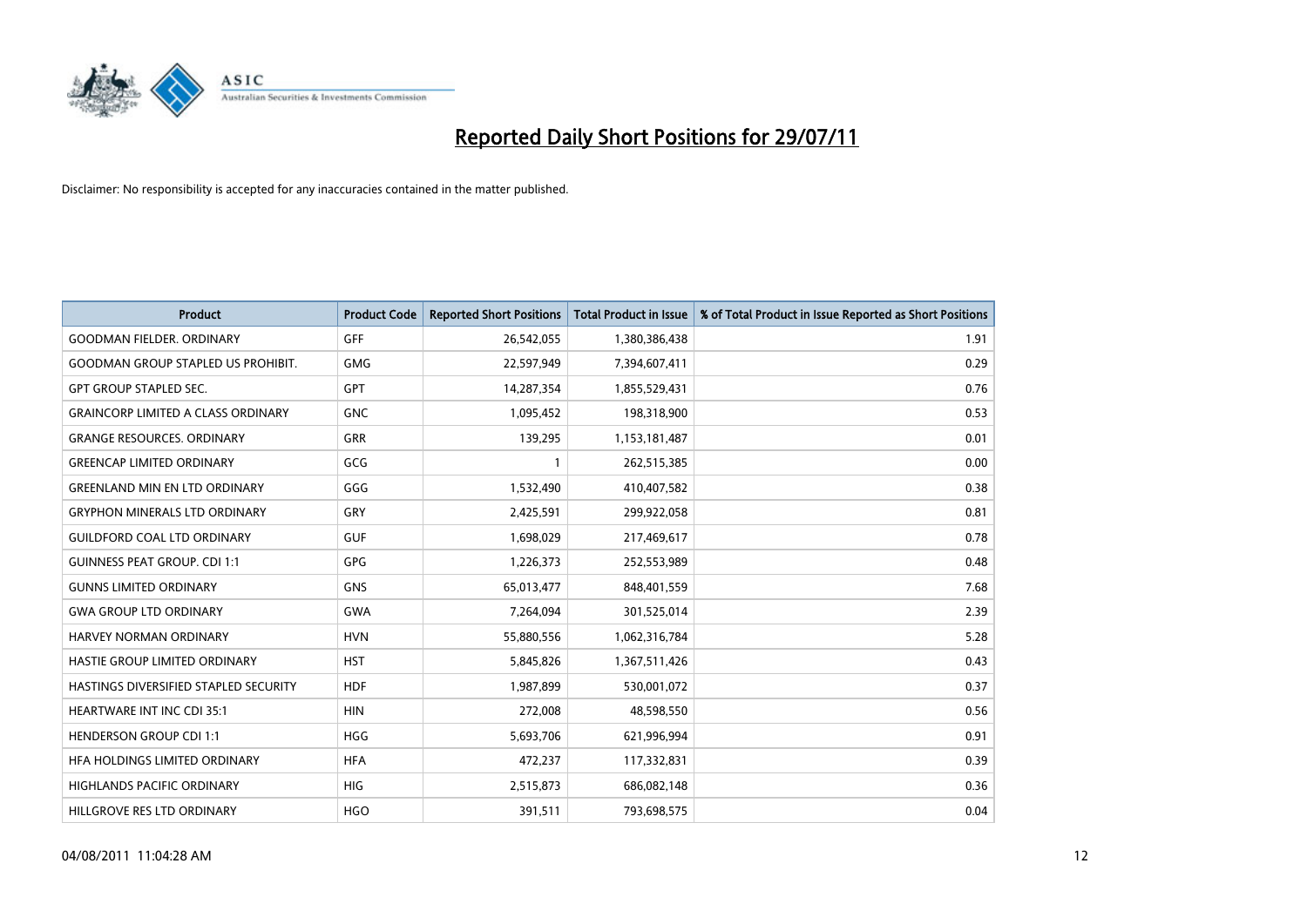# Reported Daily Short Positions for 29/07/11

Disclaimer: No responsibility is accepted for any inaccuracies contained in the matter published.

| Product | Product Code | Reported Short Positions | Total Product in Issue | % of Total Product in Issue Reported as Short Positions |
|---|---|---|---|---|
| GOODMAN FIELDER. ORDINARY | GFF | 26,542,055 | 1,380,386,438 | 1.91 |
| GOODMAN GROUP STAPLED US PROHIBIT. | GMG | 22,597,949 | 7,394,607,411 | 0.29 |
| GPT GROUP STAPLED SEC. | GPT | 14,287,354 | 1,855,529,431 | 0.76 |
| GRAINCORP LIMITED A CLASS ORDINARY | GNC | 1,095,452 | 198,318,900 | 0.53 |
| GRANGE RESOURCES. ORDINARY | GRR | 139,295 | 1,153,181,487 | 0.01 |
| GREENCAP LIMITED ORDINARY | GCG | 1 | 262,515,385 | 0.00 |
| GREENLAND MIN EN LTD ORDINARY | GGG | 1,532,490 | 410,407,582 | 0.38 |
| GRYPHON MINERALS LTD ORDINARY | GRY | 2,425,591 | 299,922,058 | 0.81 |
| GUILDFORD COAL LTD ORDINARY | GUF | 1,698,029 | 217,469,617 | 0.78 |
| GUINNESS PEAT GROUP. CDI 1:1 | GPG | 1,226,373 | 252,553,989 | 0.48 |
| GUNNS LIMITED ORDINARY | GNS | 65,013,477 | 848,401,559 | 7.68 |
| GWA GROUP LTD ORDINARY | GWA | 7,264,094 | 301,525,014 | 2.39 |
| HARVEY NORMAN ORDINARY | HVN | 55,880,556 | 1,062,316,784 | 5.28 |
| HASTIE GROUP LIMITED ORDINARY | HST | 5,845,826 | 1,367,511,426 | 0.43 |
| HASTINGS DIVERSIFIED STAPLED SECURITY | HDF | 1,987,899 | 530,001,072 | 0.37 |
| HEARTWARE INT INC CDI 35:1 | HIN | 272,008 | 48,598,550 | 0.56 |
| HENDERSON GROUP CDI 1:1 | HGG | 5,693,706 | 621,996,994 | 0.91 |
| HFA HOLDINGS LIMITED ORDINARY | HFA | 472,237 | 117,332,831 | 0.39 |
| HIGHLANDS PACIFIC ORDINARY | HIG | 2,515,873 | 686,082,148 | 0.36 |
| HILLGROVE RES LTD ORDINARY | HGO | 391,511 | 793,698,575 | 0.04 |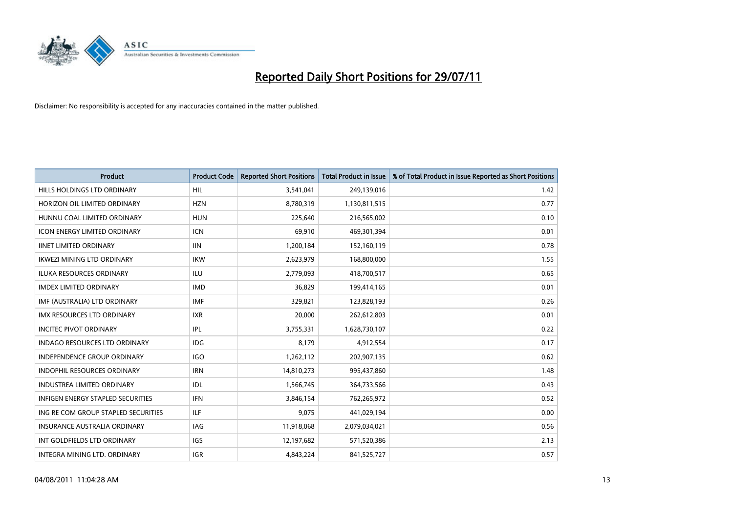# Reported Daily Short Positions for 29/07/11

Disclaimer: No responsibility is accepted for any inaccuracies contained in the matter published.

| Product | Product Code | Reported Short Positions | Total Product in Issue | % of Total Product in Issue Reported as Short Positions |
|---|---|---|---|---|
| HILLS HOLDINGS LTD ORDINARY | HIL | 3,541,041 | 249,139,016 | 1.42 |
| HORIZON OIL LIMITED ORDINARY | HZN | 8,780,319 | 1,130,811,515 | 0.77 |
| HUNNU COAL LIMITED ORDINARY | HUN | 225,640 | 216,565,002 | 0.10 |
| ICON ENERGY LIMITED ORDINARY | ICN | 69,910 | 469,301,394 | 0.01 |
| IINET LIMITED ORDINARY | IIN | 1,200,184 | 152,160,119 | 0.78 |
| IKWEZI MINING LTD ORDINARY | IKW | 2,623,979 | 168,800,000 | 1.55 |
| ILUKA RESOURCES ORDINARY | ILU | 2,779,093 | 418,700,517 | 0.65 |
| IMDEX LIMITED ORDINARY | IMD | 36,829 | 199,414,165 | 0.01 |
| IMF (AUSTRALIA) LTD ORDINARY | IMF | 329,821 | 123,828,193 | 0.26 |
| IMX RESOURCES LTD ORDINARY | IXR | 20,000 | 262,612,803 | 0.01 |
| INCITEC PIVOT ORDINARY | IPL | 3,755,331 | 1,628,730,107 | 0.22 |
| INDAGO RESOURCES LTD ORDINARY | IDG | 8,179 | 4,912,554 | 0.17 |
| INDEPENDENCE GROUP ORDINARY | IGO | 1,262,112 | 202,907,135 | 0.62 |
| INDOPHIL RESOURCES ORDINARY | IRN | 14,810,273 | 995,437,860 | 1.48 |
| INDUSTREA LIMITED ORDINARY | IDL | 1,566,745 | 364,733,566 | 0.43 |
| INFIGEN ENERGY STAPLED SECURITIES | IFN | 3,846,154 | 762,265,972 | 0.52 |
| ING RE COM GROUP STAPLED SECURITIES | ILF | 9,075 | 441,029,194 | 0.00 |
| INSURANCE AUSTRALIA ORDINARY | IAG | 11,918,068 | 2,079,034,021 | 0.56 |
| INT GOLDFIELDS LTD ORDINARY | IGS | 12,197,682 | 571,520,386 | 2.13 |
| INTEGRA MINING LTD. ORDINARY | IGR | 4,843,224 | 841,525,727 | 0.57 |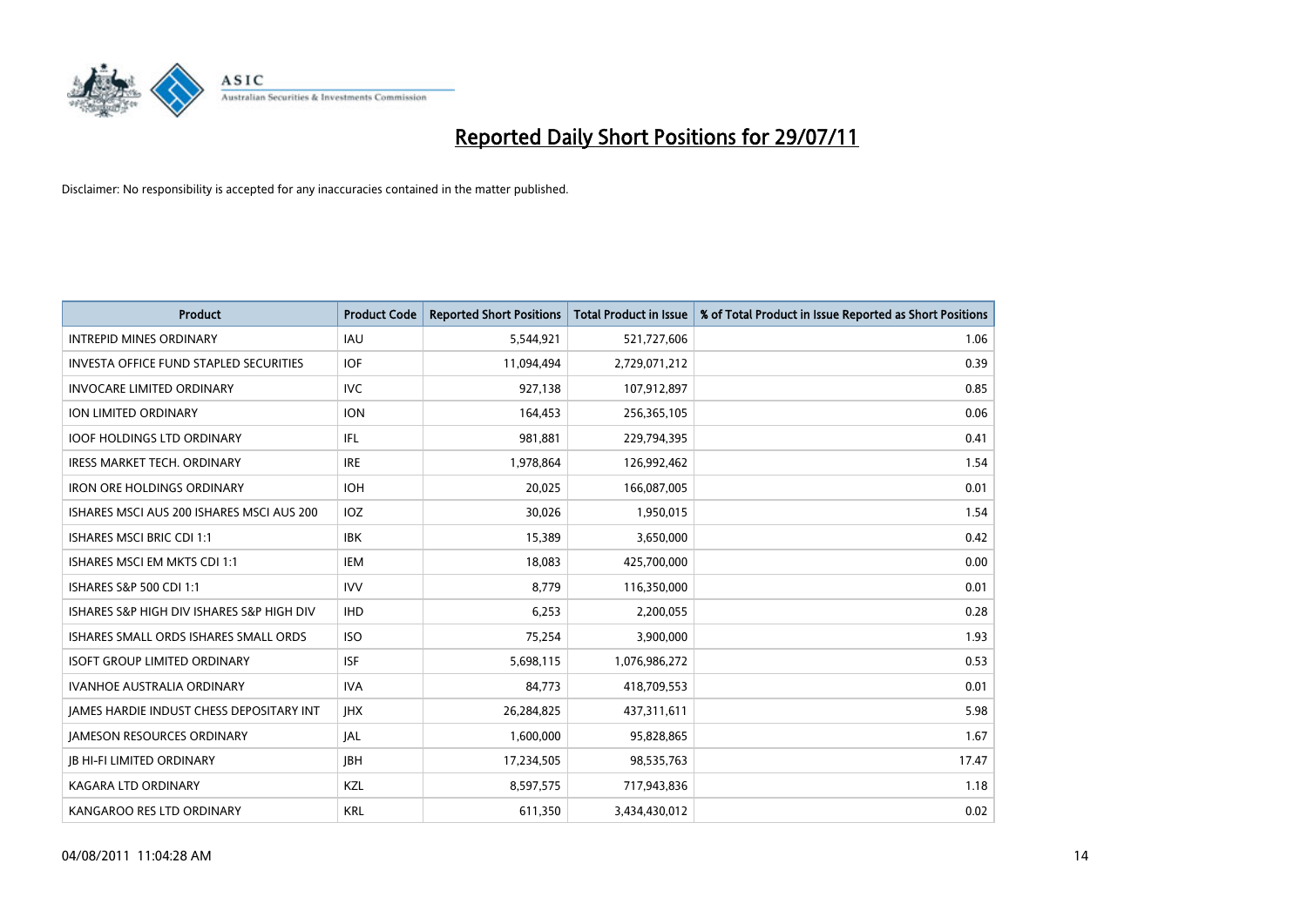# Reported Daily Short Positions for 29/07/11

Disclaimer: No responsibility is accepted for any inaccuracies contained in the matter published.

| Product | Product Code | Reported Short Positions | Total Product in Issue | % of Total Product in Issue Reported as Short Positions |
|---|---|---|---|---|
| INTREPID MINES ORDINARY | IAU | 5,544,921 | 521,727,606 | 1.06 |
| INVESTA OFFICE FUND STAPLED SECURITIES | IOF | 11,094,494 | 2,729,071,212 | 0.39 |
| INVOCARE LIMITED ORDINARY | IVC | 927,138 | 107,912,897 | 0.85 |
| ION LIMITED ORDINARY | ION | 164,453 | 256,365,105 | 0.06 |
| IOOF HOLDINGS LTD ORDINARY | IFL | 981,881 | 229,794,395 | 0.41 |
| IRESS MARKET TECH. ORDINARY | IRE | 1,978,864 | 126,992,462 | 1.54 |
| IRON ORE HOLDINGS ORDINARY | IOH | 20,025 | 166,087,005 | 0.01 |
| ISHARES MSCI AUS 200 ISHARES MSCI AUS 200 | IOZ | 30,026 | 1,950,015 | 1.54 |
| ISHARES MSCI BRIC CDI 1:1 | IBK | 15,389 | 3,650,000 | 0.42 |
| ISHARES MSCI EM MKTS CDI 1:1 | IEM | 18,083 | 425,700,000 | 0.00 |
| ISHARES S&P 500 CDI 1:1 | IVV | 8,779 | 116,350,000 | 0.01 |
| ISHARES S&P HIGH DIV ISHARES S&P HIGH DIV | IHD | 6,253 | 2,200,055 | 0.28 |
| ISHARES SMALL ORDS ISHARES SMALL ORDS | ISO | 75,254 | 3,900,000 | 1.93 |
| ISOFT GROUP LIMITED ORDINARY | ISF | 5,698,115 | 1,076,986,272 | 0.53 |
| IVANHOE AUSTRALIA ORDINARY | IVA | 84,773 | 418,709,553 | 0.01 |
| JAMES HARDIE INDUST CHESS DEPOSITARY INT | JHX | 26,284,825 | 437,311,611 | 5.98 |
| JAMESON RESOURCES ORDINARY | JAL | 1,600,000 | 95,828,865 | 1.67 |
| JB HI-FI LIMITED ORDINARY | JBH | 17,234,505 | 98,535,763 | 17.47 |
| KAGARA LTD ORDINARY | KZL | 8,597,575 | 717,943,836 | 1.18 |
| KANGAROO RES LTD ORDINARY | KRL | 611,350 | 3,434,430,012 | 0.02 |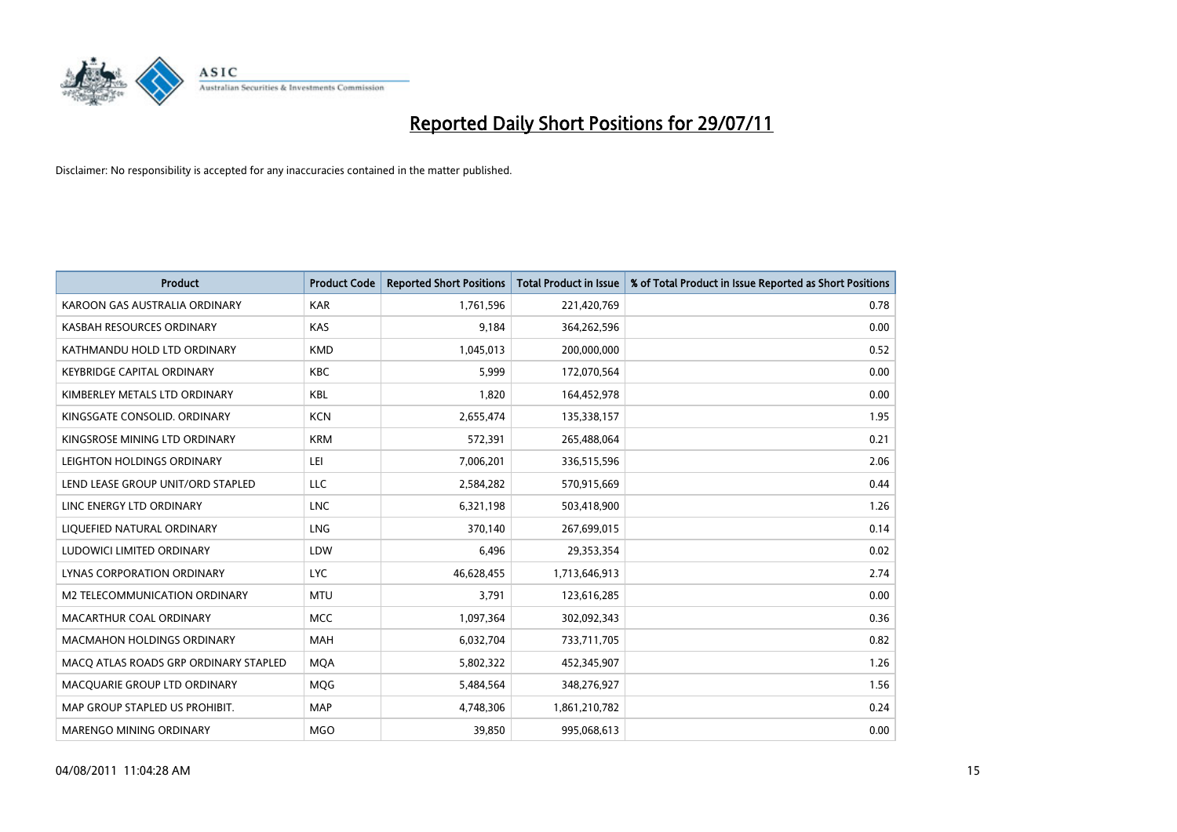# Reported Daily Short Positions for 29/07/11

Disclaimer: No responsibility is accepted for any inaccuracies contained in the matter published.

| Product | Product Code | Reported Short Positions | Total Product in Issue | % of Total Product in Issue Reported as Short Positions |
|---|---|---|---|---|
| KAROON GAS AUSTRALIA ORDINARY | KAR | 1,761,596 | 221,420,769 | 0.78 |
| KASBAH RESOURCES ORDINARY | KAS | 9,184 | 364,262,596 | 0.00 |
| KATHMANDU HOLD LTD ORDINARY | KMD | 1,045,013 | 200,000,000 | 0.52 |
| KEYBRIDGE CAPITAL ORDINARY | KBC | 5,999 | 172,070,564 | 0.00 |
| KIMBERLEY METALS LTD ORDINARY | KBL | 1,820 | 164,452,978 | 0.00 |
| KINGSGATE CONSOLID. ORDINARY | KCN | 2,655,474 | 135,338,157 | 1.95 |
| KINGSROSE MINING LTD ORDINARY | KRM | 572,391 | 265,488,064 | 0.21 |
| LEIGHTON HOLDINGS ORDINARY | LEI | 7,006,201 | 336,515,596 | 2.06 |
| LEND LEASE GROUP UNIT/ORD STAPLED | LLC | 2,584,282 | 570,915,669 | 0.44 |
| LINC ENERGY LTD ORDINARY | LNC | 6,321,198 | 503,418,900 | 1.26 |
| LIQUEFIED NATURAL ORDINARY | LNG | 370,140 | 267,699,015 | 0.14 |
| LUDOWICI LIMITED ORDINARY | LDW | 6,496 | 29,353,354 | 0.02 |
| LYNAS CORPORATION ORDINARY | LYC | 46,628,455 | 1,713,646,913 | 2.74 |
| M2 TELECOMMUNICATION ORDINARY | MTU | 3,791 | 123,616,285 | 0.00 |
| MACARTHUR COAL ORDINARY | MCC | 1,097,364 | 302,092,343 | 0.36 |
| MACMAHON HOLDINGS ORDINARY | MAH | 6,032,704 | 733,711,705 | 0.82 |
| MACQ ATLAS ROADS GRP ORDINARY STAPLED | MQA | 5,802,322 | 452,345,907 | 1.26 |
| MACQUARIE GROUP LTD ORDINARY | MQG | 5,484,564 | 348,276,927 | 1.56 |
| MAP GROUP STAPLED US PROHIBIT. | MAP | 4,748,306 | 1,861,210,782 | 0.24 |
| MARENGO MINING ORDINARY | MGO | 39,850 | 995,068,613 | 0.00 |

04/08/2011 11:04:28 AM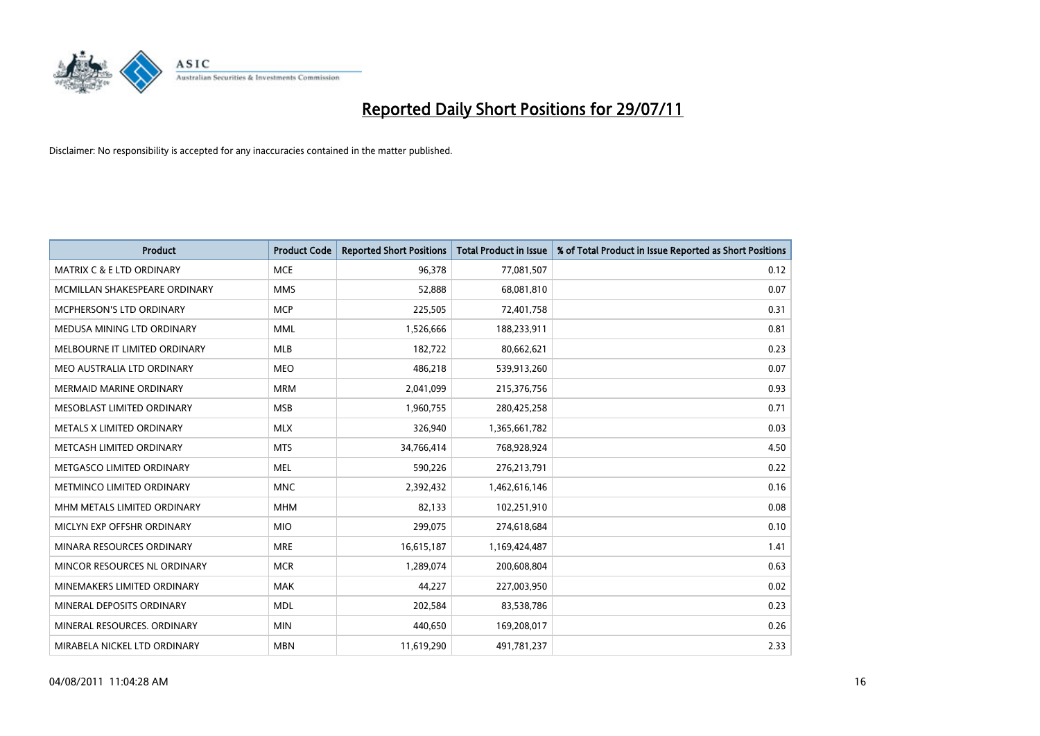# Reported Daily Short Positions for 29/07/11

Disclaimer: No responsibility is accepted for any inaccuracies contained in the matter published.

| Product | Product Code | Reported Short Positions | Total Product in Issue | % of Total Product in Issue Reported as Short Positions |
|---|---|---|---|---|
| MATRIX C & E LTD ORDINARY | MCE | 96,378 | 77,081,507 | 0.12 |
| MCMILLAN SHAKESPEARE ORDINARY | MMS | 52,888 | 68,081,810 | 0.07 |
| MCPHERSON'S LTD ORDINARY | MCP | 225,505 | 72,401,758 | 0.31 |
| MEDUSA MINING LTD ORDINARY | MML | 1,526,666 | 188,233,911 | 0.81 |
| MELBOURNE IT LIMITED ORDINARY | MLB | 182,722 | 80,662,621 | 0.23 |
| MEO AUSTRALIA LTD ORDINARY | MEO | 486,218 | 539,913,260 | 0.07 |
| MERMAID MARINE ORDINARY | MRM | 2,041,099 | 215,376,756 | 0.93 |
| MESOBLAST LIMITED ORDINARY | MSB | 1,960,755 | 280,425,258 | 0.71 |
| METALS X LIMITED ORDINARY | MLX | 326,940 | 1,365,661,782 | 0.03 |
| METCASH LIMITED ORDINARY | MTS | 34,766,414 | 768,928,924 | 4.50 |
| METGASCO LIMITED ORDINARY | MEL | 590,226 | 276,213,791 | 0.22 |
| METMINCO LIMITED ORDINARY | MNC | 2,392,432 | 1,462,616,146 | 0.16 |
| MHM METALS LIMITED ORDINARY | MHM | 82,133 | 102,251,910 | 0.08 |
| MICLYN EXP OFFSHR ORDINARY | MIO | 299,075 | 274,618,684 | 0.10 |
| MINARA RESOURCES ORDINARY | MRE | 16,615,187 | 1,169,424,487 | 1.41 |
| MINCOR RESOURCES NL ORDINARY | MCR | 1,289,074 | 200,608,804 | 0.63 |
| MINEMAKERS LIMITED ORDINARY | MAK | 44,227 | 227,003,950 | 0.02 |
| MINERAL DEPOSITS ORDINARY | MDL | 202,584 | 83,538,786 | 0.23 |
| MINERAL RESOURCES. ORDINARY | MIN | 440,650 | 169,208,017 | 0.26 |
| MIRABELA NICKEL LTD ORDINARY | MBN | 11,619,290 | 491,781,237 | 2.33 |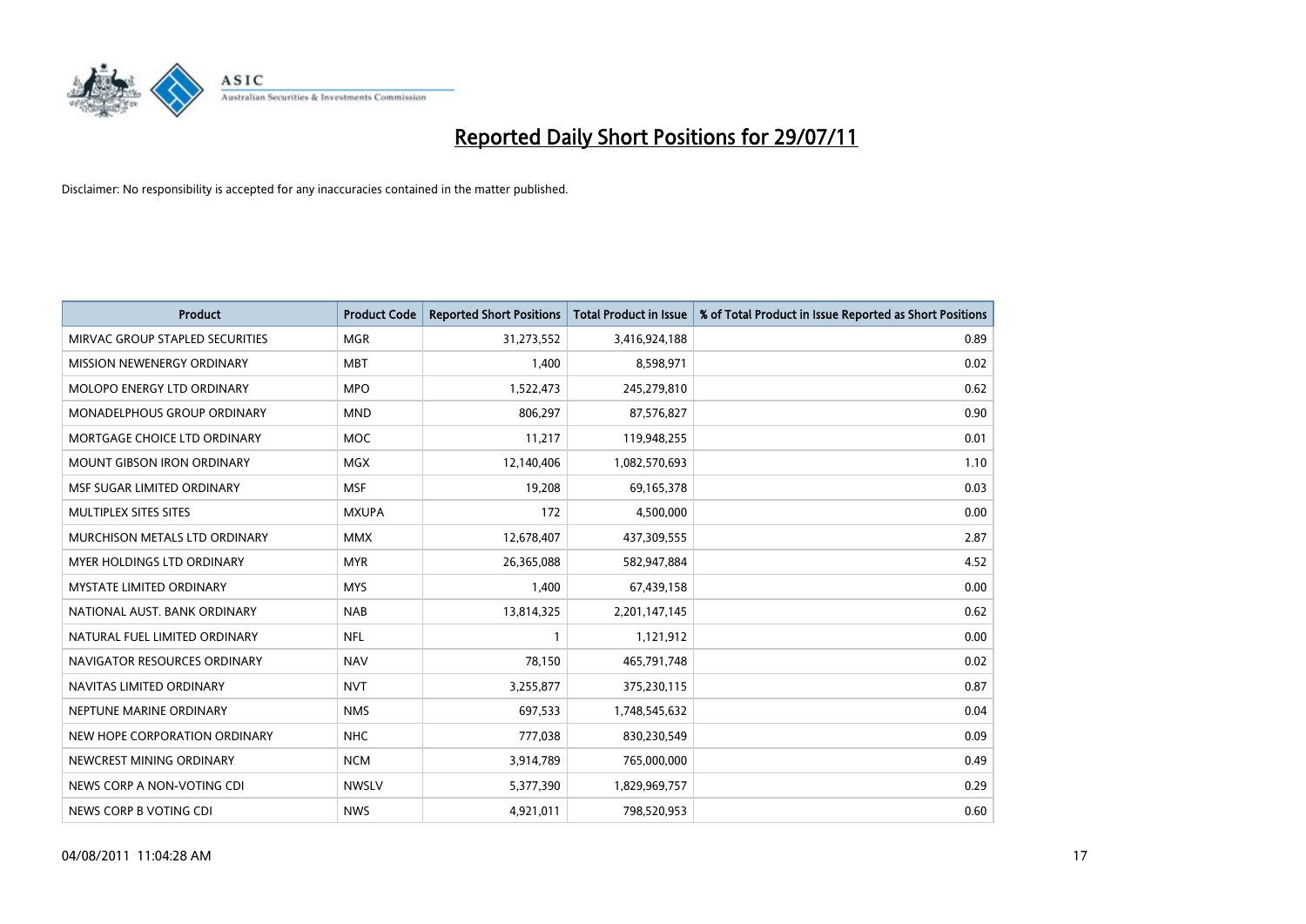# Reported Daily Short Positions for 29/07/11

Disclaimer: No responsibility is accepted for any inaccuracies contained in the matter published.

| Product | Product Code | Reported Short Positions | Total Product in Issue | % of Total Product in Issue Reported as Short Positions |
|---|---|---|---|---|
| MIRVAC GROUP STAPLED SECURITIES | MGR | 31,273,552 | 3,416,924,188 | 0.89 |
| MISSION NEWENERGY ORDINARY | MBT | 1,400 | 8,598,971 | 0.02 |
| MOLOPO ENERGY LTD ORDINARY | MPO | 1,522,473 | 245,279,810 | 0.62 |
| MONADELPHOUS GROUP ORDINARY | MND | 806,297 | 87,576,827 | 0.90 |
| MORTGAGE CHOICE LTD ORDINARY | MOC | 11,217 | 119,948,255 | 0.01 |
| MOUNT GIBSON IRON ORDINARY | MGX | 12,140,406 | 1,082,570,693 | 1.10 |
| MSF SUGAR LIMITED ORDINARY | MSF | 19,208 | 69,165,378 | 0.03 |
| MULTIPLEX SITES SITES | MXUPA | 172 | 4,500,000 | 0.00 |
| MURCHISON METALS LTD ORDINARY | MMX | 12,678,407 | 437,309,555 | 2.87 |
| MYER HOLDINGS LTD ORDINARY | MYR | 26,365,088 | 582,947,884 | 4.52 |
| MYSTATE LIMITED ORDINARY | MYS | 1,400 | 67,439,158 | 0.00 |
| NATIONAL AUST. BANK ORDINARY | NAB | 13,814,325 | 2,201,147,145 | 0.62 |
| NATURAL FUEL LIMITED ORDINARY | NFL | 1 | 1,121,912 | 0.00 |
| NAVIGATOR RESOURCES ORDINARY | NAV | 78,150 | 465,791,748 | 0.02 |
| NAVITAS LIMITED ORDINARY | NVT | 3,255,877 | 375,230,115 | 0.87 |
| NEPTUNE MARINE ORDINARY | NMS | 697,533 | 1,748,545,632 | 0.04 |
| NEW HOPE CORPORATION ORDINARY | NHC | 777,038 | 830,230,549 | 0.09 |
| NEWCREST MINING ORDINARY | NCM | 3,914,789 | 765,000,000 | 0.49 |
| NEWS CORP A NON-VOTING CDI | NWSLV | 5,377,390 | 1,829,969,757 | 0.29 |
| NEWS CORP B VOTING CDI | NWS | 4,921,011 | 798,520,953 | 0.60 |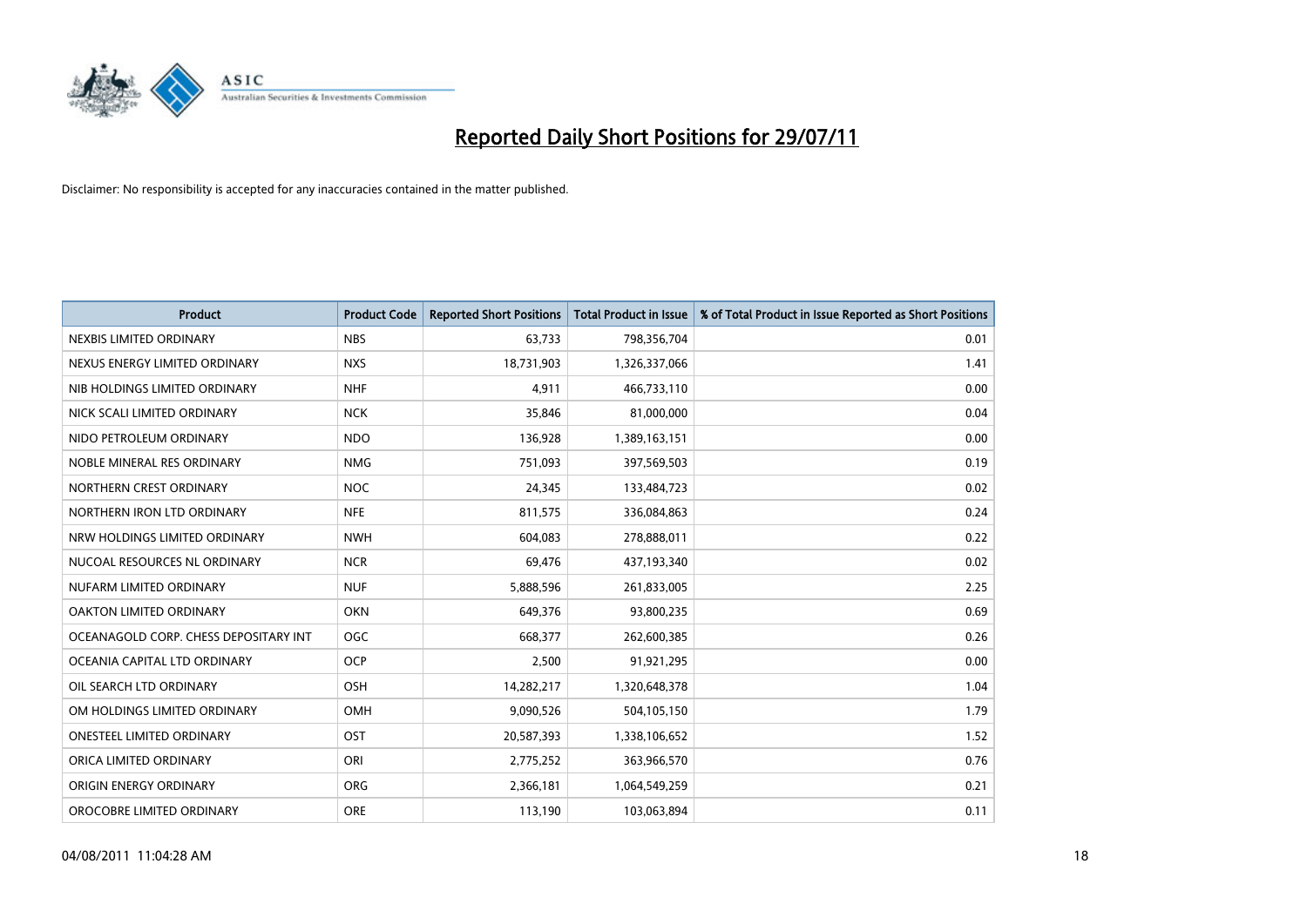# Reported Daily Short Positions for 29/07/11

Disclaimer: No responsibility is accepted for any inaccuracies contained in the matter published.

| Product | Product Code | Reported Short Positions | Total Product in Issue | % of Total Product in Issue Reported as Short Positions |
|---|---|---|---|---|
| NEXBIS LIMITED ORDINARY | NBS | 63,733 | 798,356,704 | 0.01 |
| NEXUS ENERGY LIMITED ORDINARY | NXS | 18,731,903 | 1,326,337,066 | 1.41 |
| NIB HOLDINGS LIMITED ORDINARY | NHF | 4,911 | 466,733,110 | 0.00 |
| NICK SCALI LIMITED ORDINARY | NCK | 35,846 | 81,000,000 | 0.04 |
| NIDO PETROLEUM ORDINARY | NDO | 136,928 | 1,389,163,151 | 0.00 |
| NOBLE MINERAL RES ORDINARY | NMG | 751,093 | 397,569,503 | 0.19 |
| NORTHERN CREST ORDINARY | NOC | 24,345 | 133,484,723 | 0.02 |
| NORTHERN IRON LTD ORDINARY | NFE | 811,575 | 336,084,863 | 0.24 |
| NRW HOLDINGS LIMITED ORDINARY | NWH | 604,083 | 278,888,011 | 0.22 |
| NUCOAL RESOURCES NL ORDINARY | NCR | 69,476 | 437,193,340 | 0.02 |
| NUFARM LIMITED ORDINARY | NUF | 5,888,596 | 261,833,005 | 2.25 |
| OAKTON LIMITED ORDINARY | OKN | 649,376 | 93,800,235 | 0.69 |
| OCEANAGOLD CORP. CHESS DEPOSITARY INT | OGC | 668,377 | 262,600,385 | 0.26 |
| OCEANIA CAPITAL LTD ORDINARY | OCP | 2,500 | 91,921,295 | 0.00 |
| OIL SEARCH LTD ORDINARY | OSH | 14,282,217 | 1,320,648,378 | 1.04 |
| OM HOLDINGS LIMITED ORDINARY | OMH | 9,090,526 | 504,105,150 | 1.79 |
| ONESTEEL LIMITED ORDINARY | OST | 20,587,393 | 1,338,106,652 | 1.52 |
| ORICA LIMITED ORDINARY | ORI | 2,775,252 | 363,966,570 | 0.76 |
| ORIGIN ENERGY ORDINARY | ORG | 2,366,181 | 1,064,549,259 | 0.21 |
| OROCOBRE LIMITED ORDINARY | ORE | 113,190 | 103,063,894 | 0.11 |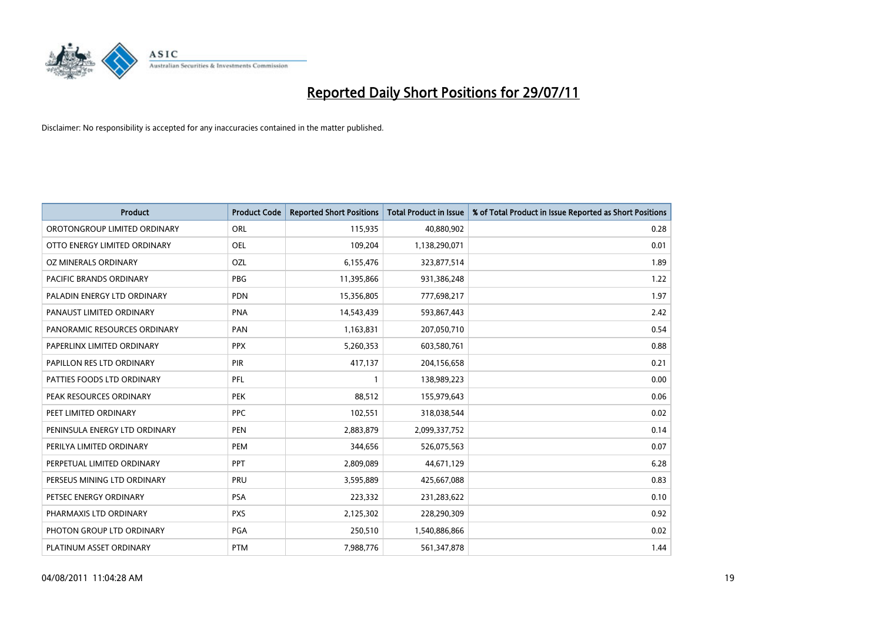# Reported Daily Short Positions for 29/07/11

Disclaimer: No responsibility is accepted for any inaccuracies contained in the matter published.

| Product | Product Code | Reported Short Positions | Total Product in Issue | % of Total Product in Issue Reported as Short Positions |
|---|---|---|---|---|
| OROTONGROUP LIMITED ORDINARY | ORL | 115,935 | 40,880,902 | 0.28 |
| OTTO ENERGY LIMITED ORDINARY | OEL | 109,204 | 1,138,290,071 | 0.01 |
| OZ MINERALS ORDINARY | OZL | 6,155,476 | 323,877,514 | 1.89 |
| PACIFIC BRANDS ORDINARY | PBG | 11,395,866 | 931,386,248 | 1.22 |
| PALADIN ENERGY LTD ORDINARY | PDN | 15,356,805 | 777,698,217 | 1.97 |
| PANAUST LIMITED ORDINARY | PNA | 14,543,439 | 593,867,443 | 2.42 |
| PANORAMIC RESOURCES ORDINARY | PAN | 1,163,831 | 207,050,710 | 0.54 |
| PAPERLINX LIMITED ORDINARY | PPX | 5,260,353 | 603,580,761 | 0.88 |
| PAPILLON RES LTD ORDINARY | PIR | 417,137 | 204,156,658 | 0.21 |
| PATTIES FOODS LTD ORDINARY | PFL | 1 | 138,989,223 | 0.00 |
| PEAK RESOURCES ORDINARY | PEK | 88,512 | 155,979,643 | 0.06 |
| PEET LIMITED ORDINARY | PPC | 102,551 | 318,038,544 | 0.02 |
| PENINSULA ENERGY LTD ORDINARY | PEN | 2,883,879 | 2,099,337,752 | 0.14 |
| PERILYA LIMITED ORDINARY | PEM | 344,656 | 526,075,563 | 0.07 |
| PERPETUAL LIMITED ORDINARY | PPT | 2,809,089 | 44,671,129 | 6.28 |
| PERSEUS MINING LTD ORDINARY | PRU | 3,595,889 | 425,667,088 | 0.83 |
| PETSEC ENERGY ORDINARY | PSA | 223,332 | 231,283,622 | 0.10 |
| PHARMAXIS LTD ORDINARY | PXS | 2,125,302 | 228,290,309 | 0.92 |
| PHOTON GROUP LTD ORDINARY | PGA | 250,510 | 1,540,886,866 | 0.02 |
| PLATINUM ASSET ORDINARY | PTM | 7,988,776 | 561,347,878 | 1.44 |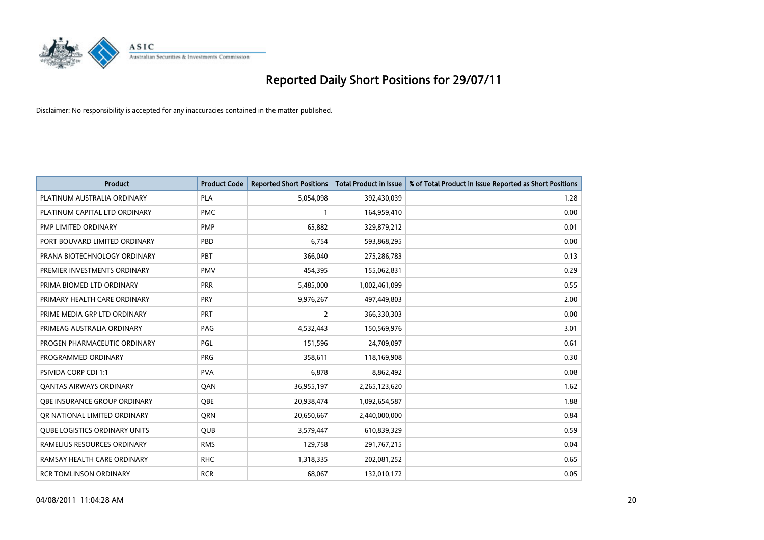# Reported Daily Short Positions for 29/07/11

Disclaimer: No responsibility is accepted for any inaccuracies contained in the matter published.

| Product | Product Code | Reported Short Positions | Total Product in Issue | % of Total Product in Issue Reported as Short Positions |
|---|---|---|---|---|
| PLATINUM AUSTRALIA ORDINARY | PLA | 5,054,098 | 392,430,039 | 1.28 |
| PLATINUM CAPITAL LTD ORDINARY | PMC | 1 | 164,959,410 | 0.00 |
| PMP LIMITED ORDINARY | PMP | 65,882 | 329,879,212 | 0.01 |
| PORT BOUVARD LIMITED ORDINARY | PBD | 6,754 | 593,868,295 | 0.00 |
| PRANA BIOTECHNOLOGY ORDINARY | PBT | 366,040 | 275,286,783 | 0.13 |
| PREMIER INVESTMENTS ORDINARY | PMV | 454,395 | 155,062,831 | 0.29 |
| PRIMA BIOMED LTD ORDINARY | PRR | 5,485,000 | 1,002,461,099 | 0.55 |
| PRIMARY HEALTH CARE ORDINARY | PRY | 9,976,267 | 497,449,803 | 2.00 |
| PRIME MEDIA GRP LTD ORDINARY | PRT | 2 | 366,330,303 | 0.00 |
| PRIMEAG AUSTRALIA ORDINARY | PAG | 4,532,443 | 150,569,976 | 3.01 |
| PROGEN PHARMACEUTIC ORDINARY | PGL | 151,596 | 24,709,097 | 0.61 |
| PROGRAMMED ORDINARY | PRG | 358,611 | 118,169,908 | 0.30 |
| PSIVIDA CORP CDI 1:1 | PVA | 6,878 | 8,862,492 | 0.08 |
| QANTAS AIRWAYS ORDINARY | QAN | 36,955,197 | 2,265,123,620 | 1.62 |
| QBE INSURANCE GROUP ORDINARY | QBE | 20,938,474 | 1,092,654,587 | 1.88 |
| QR NATIONAL LIMITED ORDINARY | QRN | 20,650,667 | 2,440,000,000 | 0.84 |
| QUBE LOGISTICS ORDINARY UNITS | QUB | 3,579,447 | 610,839,329 | 0.59 |
| RAMELIUS RESOURCES ORDINARY | RMS | 129,758 | 291,767,215 | 0.04 |
| RAMSAY HEALTH CARE ORDINARY | RHC | 1,318,335 | 202,081,252 | 0.65 |
| RCR TOMLINSON ORDINARY | RCR | 68,067 | 132,010,172 | 0.05 |

04/08/2011 11:04:28 AM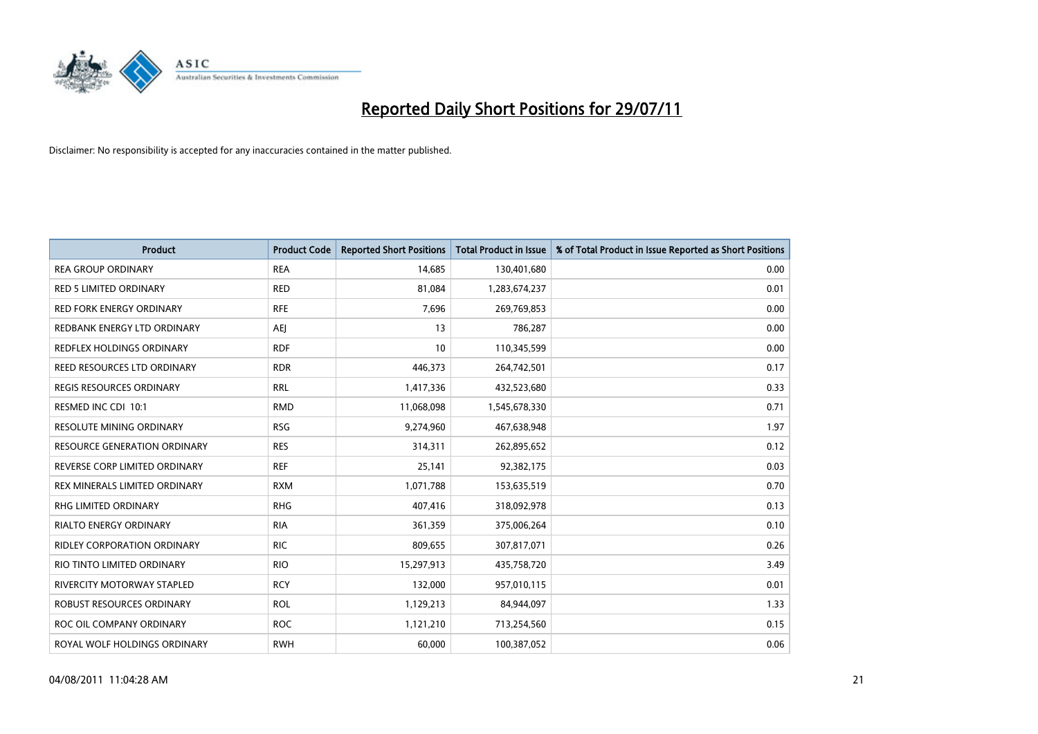# Reported Daily Short Positions for 29/07/11

Disclaimer: No responsibility is accepted for any inaccuracies contained in the matter published.

| Product | Product Code | Reported Short Positions | Total Product in Issue | % of Total Product in Issue Reported as Short Positions |
|---|---|---|---|---|
| REA GROUP ORDINARY | REA | 14,685 | 130,401,680 | 0.00 |
| RED 5 LIMITED ORDINARY | RED | 81,084 | 1,283,674,237 | 0.01 |
| RED FORK ENERGY ORDINARY | RFE | 7,696 | 269,769,853 | 0.00 |
| REDBANK ENERGY LTD ORDINARY | AEJ | 13 | 786,287 | 0.00 |
| REDFLEX HOLDINGS ORDINARY | RDF | 10 | 110,345,599 | 0.00 |
| REED RESOURCES LTD ORDINARY | RDR | 446,373 | 264,742,501 | 0.17 |
| REGIS RESOURCES ORDINARY | RRL | 1,417,336 | 432,523,680 | 0.33 |
| RESMED INC CDI 10:1 | RMD | 11,068,098 | 1,545,678,330 | 0.71 |
| RESOLUTE MINING ORDINARY | RSG | 9,274,960 | 467,638,948 | 1.97 |
| RESOURCE GENERATION ORDINARY | RES | 314,311 | 262,895,652 | 0.12 |
| REVERSE CORP LIMITED ORDINARY | REF | 25,141 | 92,382,175 | 0.03 |
| REX MINERALS LIMITED ORDINARY | RXM | 1,071,788 | 153,635,519 | 0.70 |
| RHG LIMITED ORDINARY | RHG | 407,416 | 318,092,978 | 0.13 |
| RIALTO ENERGY ORDINARY | RIA | 361,359 | 375,006,264 | 0.10 |
| RIDLEY CORPORATION ORDINARY | RIC | 809,655 | 307,817,071 | 0.26 |
| RIO TINTO LIMITED ORDINARY | RIO | 15,297,913 | 435,758,720 | 3.49 |
| RIVERCITY MOTORWAY STAPLED | RCY | 132,000 | 957,010,115 | 0.01 |
| ROBUST RESOURCES ORDINARY | ROL | 1,129,213 | 84,944,097 | 1.33 |
| ROC OIL COMPANY ORDINARY | ROC | 1,121,210 | 713,254,560 | 0.15 |
| ROYAL WOLF HOLDINGS ORDINARY | RWH | 60,000 | 100,387,052 | 0.06 |

04/08/2011 11:04:28 AM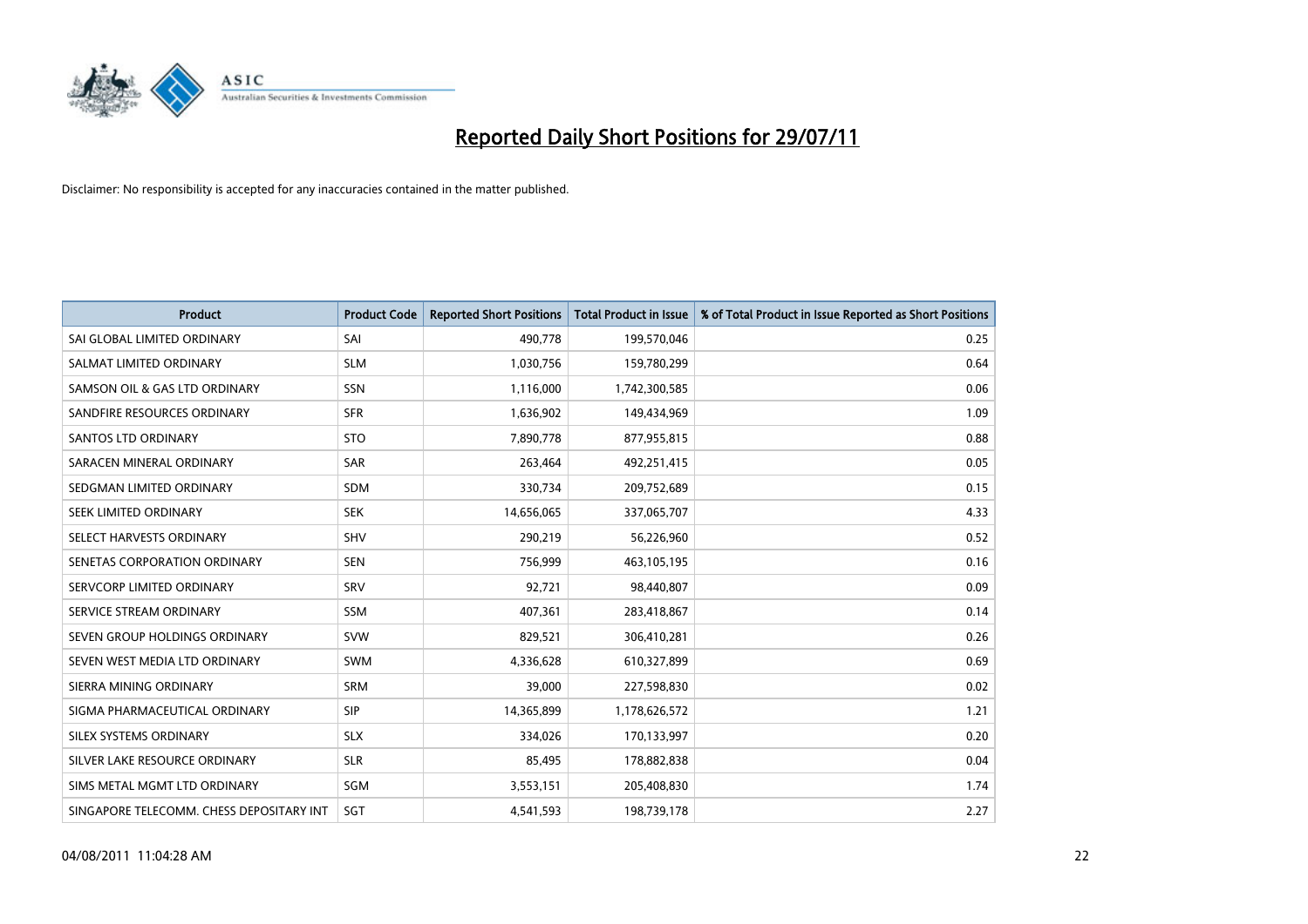# Reported Daily Short Positions for 29/07/11

Disclaimer: No responsibility is accepted for any inaccuracies contained in the matter published.

| Product | Product Code | Reported Short Positions | Total Product in Issue | % of Total Product in Issue Reported as Short Positions |
|---|---|---|---|---|
| SAI GLOBAL LIMITED ORDINARY | SAI | 490,778 | 199,570,046 | 0.25 |
| SALMAT LIMITED ORDINARY | SLM | 1,030,756 | 159,780,299 | 0.64 |
| SAMSON OIL & GAS LTD ORDINARY | SSN | 1,116,000 | 1,742,300,585 | 0.06 |
| SANDFIRE RESOURCES ORDINARY | SFR | 1,636,902 | 149,434,969 | 1.09 |
| SANTOS LTD ORDINARY | STO | 7,890,778 | 877,955,815 | 0.88 |
| SARACEN MINERAL ORDINARY | SAR | 263,464 | 492,251,415 | 0.05 |
| SEDGMAN LIMITED ORDINARY | SDM | 330,734 | 209,752,689 | 0.15 |
| SEEK LIMITED ORDINARY | SEK | 14,656,065 | 337,065,707 | 4.33 |
| SELECT HARVESTS ORDINARY | SHV | 290,219 | 56,226,960 | 0.52 |
| SENETAS CORPORATION ORDINARY | SEN | 756,999 | 463,105,195 | 0.16 |
| SERVCORP LIMITED ORDINARY | SRV | 92,721 | 98,440,807 | 0.09 |
| SERVICE STREAM ORDINARY | SSM | 407,361 | 283,418,867 | 0.14 |
| SEVEN GROUP HOLDINGS ORDINARY | SVW | 829,521 | 306,410,281 | 0.26 |
| SEVEN WEST MEDIA LTD ORDINARY | SWM | 4,336,628 | 610,327,899 | 0.69 |
| SIERRA MINING ORDINARY | SRM | 39,000 | 227,598,830 | 0.02 |
| SIGMA PHARMACEUTICAL ORDINARY | SIP | 14,365,899 | 1,178,626,572 | 1.21 |
| SILEX SYSTEMS ORDINARY | SLX | 334,026 | 170,133,997 | 0.20 |
| SILVER LAKE RESOURCE ORDINARY | SLR | 85,495 | 178,882,838 | 0.04 |
| SIMS METAL MGMT LTD ORDINARY | SGM | 3,553,151 | 205,408,830 | 1.74 |
| SINGAPORE TELECOMM. CHESS DEPOSITARY INT | SGT | 4,541,593 | 198,739,178 | 2.27 |

04/08/2011 11:04:28 AM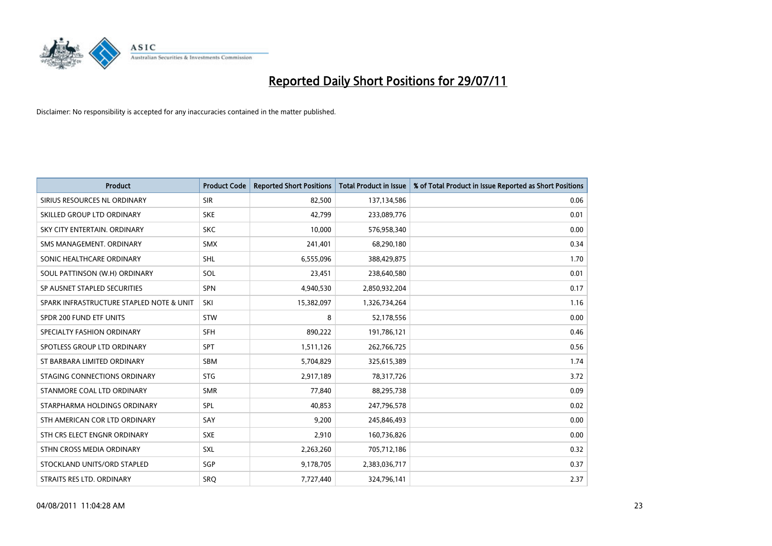# Reported Daily Short Positions for 29/07/11

Disclaimer: No responsibility is accepted for any inaccuracies contained in the matter published.

| Product | Product Code | Reported Short Positions | Total Product in Issue | % of Total Product in Issue Reported as Short Positions |
|---|---|---|---|---|
| SIRIUS RESOURCES NL ORDINARY | SIR | 82,500 | 137,134,586 | 0.06 |
| SKILLED GROUP LTD ORDINARY | SKE | 42,799 | 233,089,776 | 0.01 |
| SKY CITY ENTERTAIN. ORDINARY | SKC | 10,000 | 576,958,340 | 0.00 |
| SMS MANAGEMENT. ORDINARY | SMX | 241,401 | 68,290,180 | 0.34 |
| SONIC HEALTHCARE ORDINARY | SHL | 6,555,096 | 388,429,875 | 1.70 |
| SOUL PATTINSON (W.H) ORDINARY | SOL | 23,451 | 238,640,580 | 0.01 |
| SP AUSNET STAPLED SECURITIES | SPN | 4,940,530 | 2,850,932,204 | 0.17 |
| SPARK INFRASTRUCTURE STAPLED NOTE & UNIT | SKI | 15,382,097 | 1,326,734,264 | 1.16 |
| SPDR 200 FUND ETF UNITS | STW | 8 | 52,178,556 | 0.00 |
| SPECIALTY FASHION ORDINARY | SFH | 890,222 | 191,786,121 | 0.46 |
| SPOTLESS GROUP LTD ORDINARY | SPT | 1,511,126 | 262,766,725 | 0.56 |
| ST BARBARA LIMITED ORDINARY | SBM | 5,704,829 | 325,615,389 | 1.74 |
| STAGING CONNECTIONS ORDINARY | STG | 2,917,189 | 78,317,726 | 3.72 |
| STANMORE COAL LTD ORDINARY | SMR | 77,840 | 88,295,738 | 0.09 |
| STARPHARMA HOLDINGS ORDINARY | SPL | 40,853 | 247,796,578 | 0.02 |
| STH AMERICAN COR LTD ORDINARY | SAY | 9,200 | 245,846,493 | 0.00 |
| STH CRS ELECT ENGNR ORDINARY | SXE | 2,910 | 160,736,826 | 0.00 |
| STHN CROSS MEDIA ORDINARY | SXL | 2,263,260 | 705,712,186 | 0.32 |
| STOCKLAND UNITS/ORD STAPLED | SGP | 9,178,705 | 2,383,036,717 | 0.37 |
| STRAITS RES LTD. ORDINARY | SRQ | 7,727,440 | 324,796,141 | 2.37 |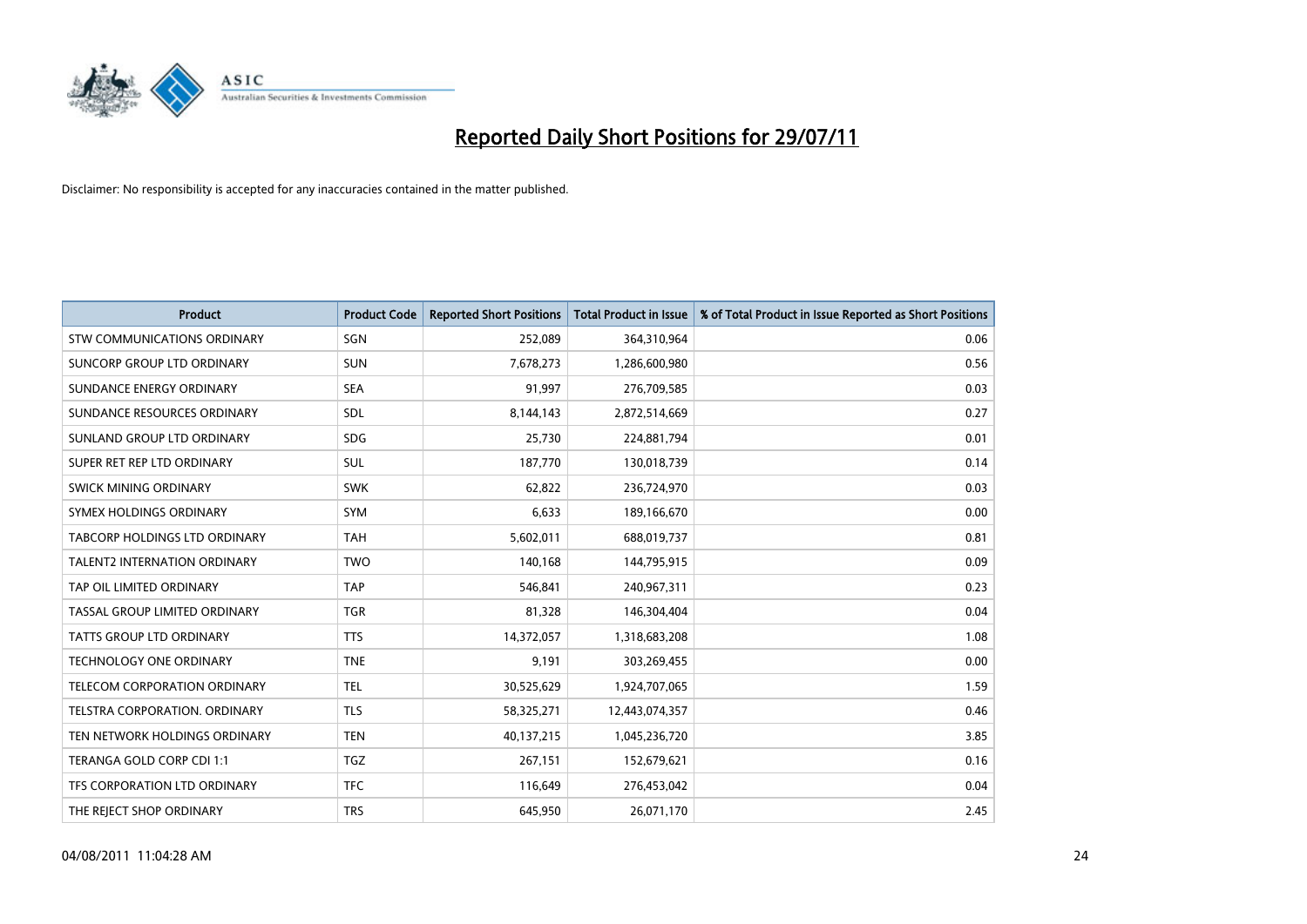# Reported Daily Short Positions for 29/07/11

Disclaimer: No responsibility is accepted for any inaccuracies contained in the matter published.

| Product | Product Code | Reported Short Positions | Total Product in Issue | % of Total Product in Issue Reported as Short Positions |
|---|---|---|---|---|
| STW COMMUNICATIONS ORDINARY | SGN | 252,089 | 364,310,964 | 0.06 |
| SUNCORP GROUP LTD ORDINARY | SUN | 7,678,273 | 1,286,600,980 | 0.56 |
| SUNDANCE ENERGY ORDINARY | SEA | 91,997 | 276,709,585 | 0.03 |
| SUNDANCE RESOURCES ORDINARY | SDL | 8,144,143 | 2,872,514,669 | 0.27 |
| SUNLAND GROUP LTD ORDINARY | SDG | 25,730 | 224,881,794 | 0.01 |
| SUPER RET REP LTD ORDINARY | SUL | 187,770 | 130,018,739 | 0.14 |
| SWICK MINING ORDINARY | SWK | 62,822 | 236,724,970 | 0.03 |
| SYMEX HOLDINGS ORDINARY | SYM | 6,633 | 189,166,670 | 0.00 |
| TABCORP HOLDINGS LTD ORDINARY | TAH | 5,602,011 | 688,019,737 | 0.81 |
| TALENT2 INTERNATION ORDINARY | TWO | 140,168 | 144,795,915 | 0.09 |
| TAP OIL LIMITED ORDINARY | TAP | 546,841 | 240,967,311 | 0.23 |
| TASSAL GROUP LIMITED ORDINARY | TGR | 81,328 | 146,304,404 | 0.04 |
| TATTS GROUP LTD ORDINARY | TTS | 14,372,057 | 1,318,683,208 | 1.08 |
| TECHNOLOGY ONE ORDINARY | TNE | 9,191 | 303,269,455 | 0.00 |
| TELECOM CORPORATION ORDINARY | TEL | 30,525,629 | 1,924,707,065 | 1.59 |
| TELSTRA CORPORATION. ORDINARY | TLS | 58,325,271 | 12,443,074,357 | 0.46 |
| TEN NETWORK HOLDINGS ORDINARY | TEN | 40,137,215 | 1,045,236,720 | 3.85 |
| TERANGA GOLD CORP CDI 1:1 | TGZ | 267,151 | 152,679,621 | 0.16 |
| TFS CORPORATION LTD ORDINARY | TFC | 116,649 | 276,453,042 | 0.04 |
| THE REJECT SHOP ORDINARY | TRS | 645,950 | 26,071,170 | 2.45 |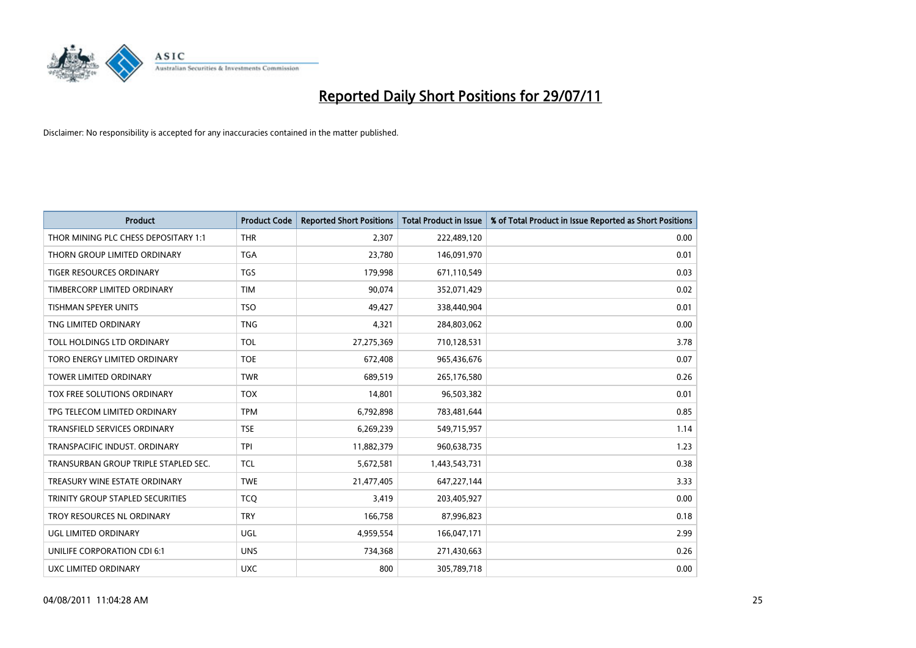# Reported Daily Short Positions for 29/07/11

Disclaimer: No responsibility is accepted for any inaccuracies contained in the matter published.

| Product | Product Code | Reported Short Positions | Total Product in Issue | % of Total Product in Issue Reported as Short Positions |
|---|---|---|---|---|
| THOR MINING PLC CHESS DEPOSITARY 1:1 | THR | 2,307 | 222,489,120 | 0.00 |
| THORN GROUP LIMITED ORDINARY | TGA | 23,780 | 146,091,970 | 0.01 |
| TIGER RESOURCES ORDINARY | TGS | 179,998 | 671,110,549 | 0.03 |
| TIMBERCORP LIMITED ORDINARY | TIM | 90,074 | 352,071,429 | 0.02 |
| TISHMAN SPEYER UNITS | TSO | 49,427 | 338,440,904 | 0.01 |
| TNG LIMITED ORDINARY | TNG | 4,321 | 284,803,062 | 0.00 |
| TOLL HOLDINGS LTD ORDINARY | TOL | 27,275,369 | 710,128,531 | 3.78 |
| TORO ENERGY LIMITED ORDINARY | TOE | 672,408 | 965,436,676 | 0.07 |
| TOWER LIMITED ORDINARY | TWR | 689,519 | 265,176,580 | 0.26 |
| TOX FREE SOLUTIONS ORDINARY | TOX | 14,801 | 96,503,382 | 0.01 |
| TPG TELECOM LIMITED ORDINARY | TPM | 6,792,898 | 783,481,644 | 0.85 |
| TRANSFIELD SERVICES ORDINARY | TSE | 6,269,239 | 549,715,957 | 1.14 |
| TRANSPACIFIC INDUST. ORDINARY | TPI | 11,882,379 | 960,638,735 | 1.23 |
| TRANSURBAN GROUP TRIPLE STAPLED SEC. | TCL | 5,672,581 | 1,443,543,731 | 0.38 |
| TREASURY WINE ESTATE ORDINARY | TWE | 21,477,405 | 647,227,144 | 3.33 |
| TRINITY GROUP STAPLED SECURITIES | TCQ | 3,419 | 203,405,927 | 0.00 |
| TROY RESOURCES NL ORDINARY | TRY | 166,758 | 87,996,823 | 0.18 |
| UGL LIMITED ORDINARY | UGL | 4,959,554 | 166,047,171 | 2.99 |
| UNILIFE CORPORATION CDI 6:1 | UNS | 734,368 | 271,430,663 | 0.26 |
| UXC LIMITED ORDINARY | UXC | 800 | 305,789,718 | 0.00 |

04/08/2011 11:04:28 AM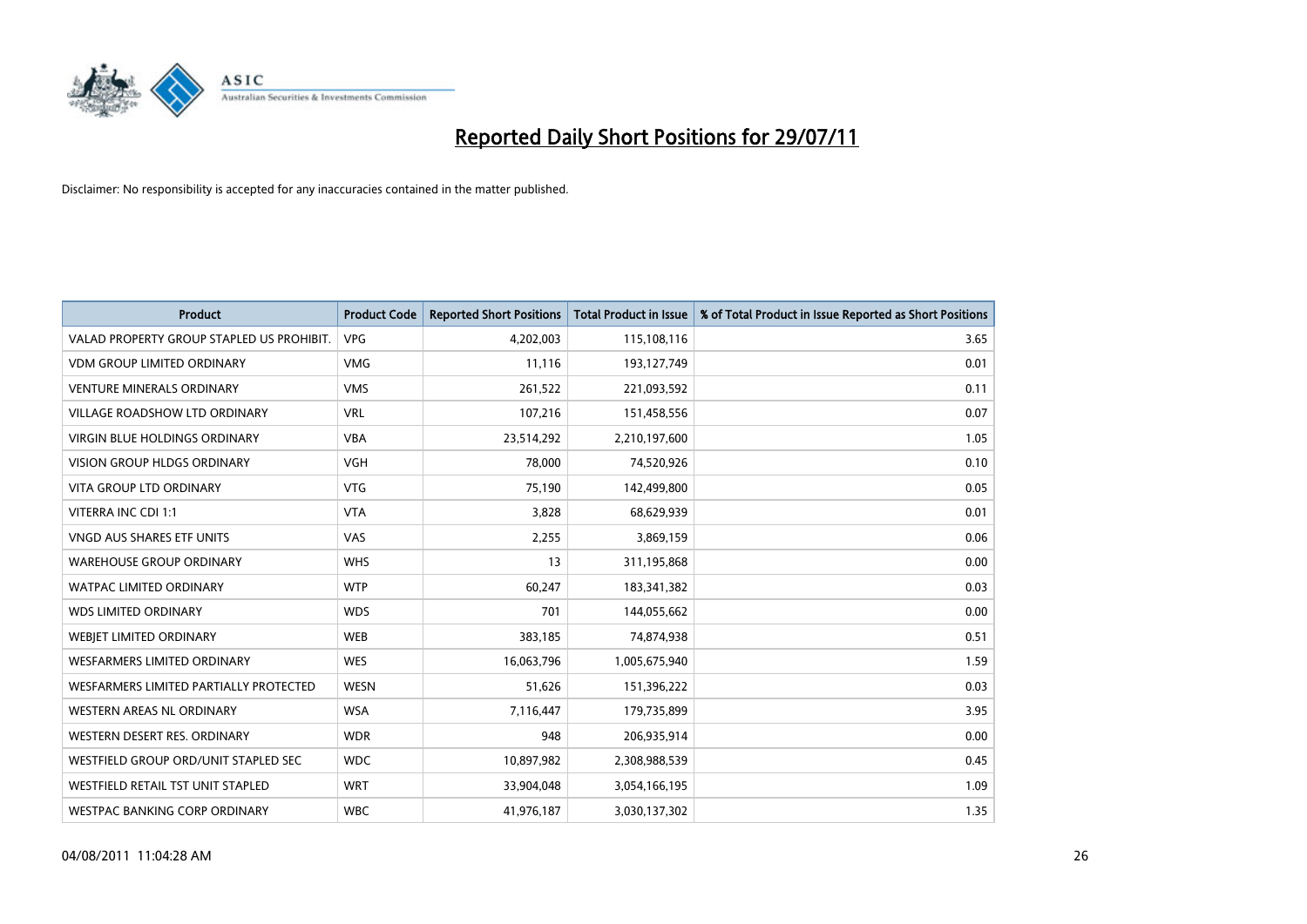# Reported Daily Short Positions for 29/07/11

Disclaimer: No responsibility is accepted for any inaccuracies contained in the matter published.

| Product | Product Code | Reported Short Positions | Total Product in Issue | % of Total Product in Issue Reported as Short Positions |
|---|---|---|---|---|
| VALAD PROPERTY GROUP STAPLED US PROHIBIT. | VPG | 4,202,003 | 115,108,116 | 3.65 |
| VDM GROUP LIMITED ORDINARY | VMG | 11,116 | 193,127,749 | 0.01 |
| VENTURE MINERALS ORDINARY | VMS | 261,522 | 221,093,592 | 0.11 |
| VILLAGE ROADSHOW LTD ORDINARY | VRL | 107,216 | 151,458,556 | 0.07 |
| VIRGIN BLUE HOLDINGS ORDINARY | VBA | 23,514,292 | 2,210,197,600 | 1.05 |
| VISION GROUP HLDGS ORDINARY | VGH | 78,000 | 74,520,926 | 0.10 |
| VITA GROUP LTD ORDINARY | VTG | 75,190 | 142,499,800 | 0.05 |
| VITERRA INC CDI 1:1 | VTA | 3,828 | 68,629,939 | 0.01 |
| VNGD AUS SHARES ETF UNITS | VAS | 2,255 | 3,869,159 | 0.06 |
| WAREHOUSE GROUP ORDINARY | WHS | 13 | 311,195,868 | 0.00 |
| WATPAC LIMITED ORDINARY | WTP | 60,247 | 183,341,382 | 0.03 |
| WDS LIMITED ORDINARY | WDS | 701 | 144,055,662 | 0.00 |
| WEBJET LIMITED ORDINARY | WEB | 383,185 | 74,874,938 | 0.51 |
| WESFARMERS LIMITED ORDINARY | WES | 16,063,796 | 1,005,675,940 | 1.59 |
| WESFARMERS LIMITED PARTIALLY PROTECTED | WESN | 51,626 | 151,396,222 | 0.03 |
| WESTERN AREAS NL ORDINARY | WSA | 7,116,447 | 179,735,899 | 3.95 |
| WESTERN DESERT RES. ORDINARY | WDR | 948 | 206,935,914 | 0.00 |
| WESTFIELD GROUP ORD/UNIT STAPLED SEC | WDC | 10,897,982 | 2,308,988,539 | 0.45 |
| WESTFIELD RETAIL TST UNIT STAPLED | WRT | 33,904,048 | 3,054,166,195 | 1.09 |
| WESTPAC BANKING CORP ORDINARY | WBC | 41,976,187 | 3,030,137,302 | 1.35 |

04/08/2011 11:04:28 AM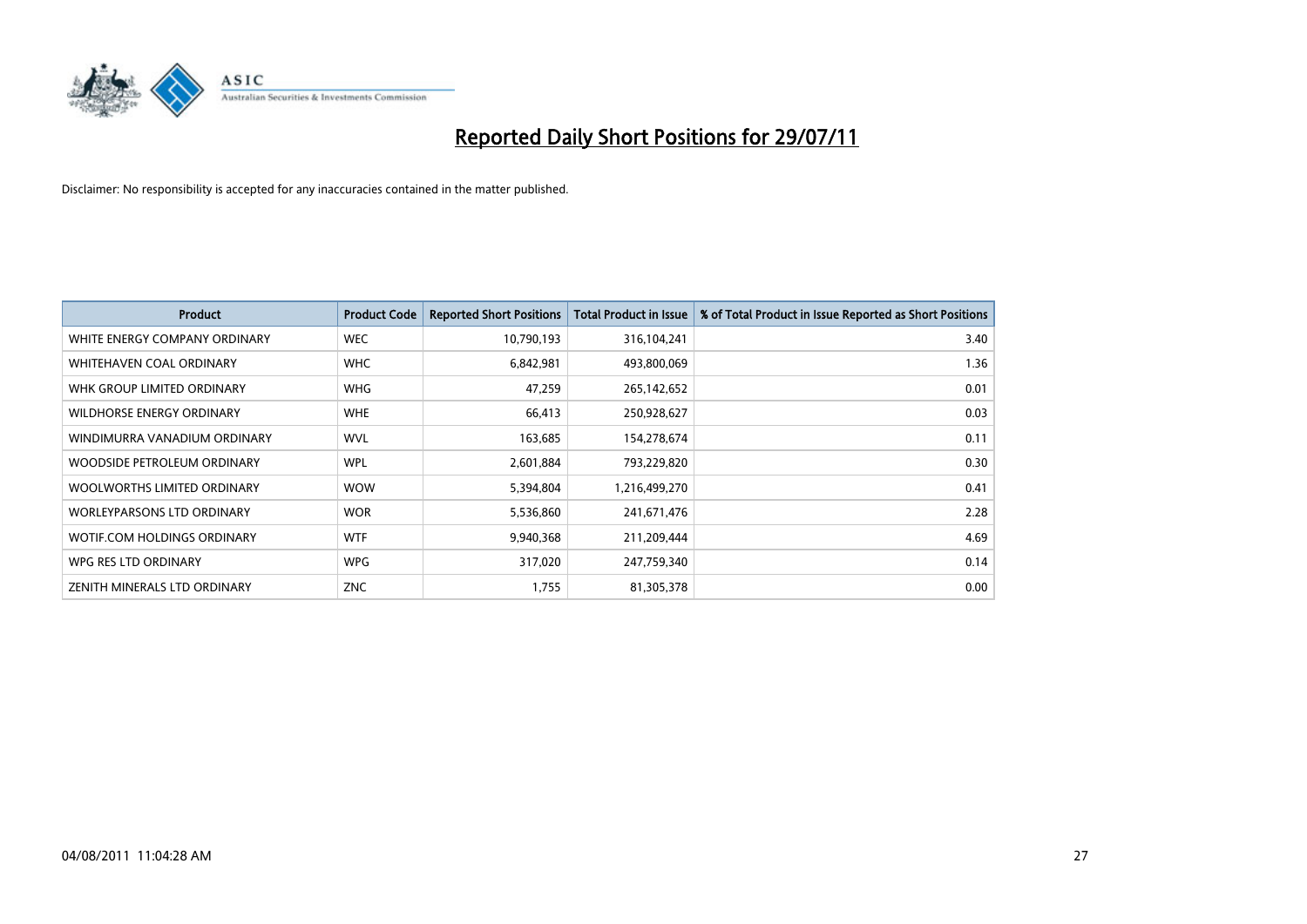# Reported Daily Short Positions for 29/07/11

Disclaimer: No responsibility is accepted for any inaccuracies contained in the matter published.

| Product | Product Code | Reported Short Positions | Total Product in Issue | % of Total Product in Issue Reported as Short Positions |
|---|---|---|---|---|
| WHITE ENERGY COMPANY ORDINARY | WEC | 10,790,193 | 316,104,241 | 3.40 |
| WHITEHAVEN COAL ORDINARY | WHC | 6,842,981 | 493,800,069 | 1.36 |
| WHK GROUP LIMITED ORDINARY | WHG | 47,259 | 265,142,652 | 0.01 |
| WILDHORSE ENERGY ORDINARY | WHE | 66,413 | 250,928,627 | 0.03 |
| WINDIMURRA VANADIUM ORDINARY | WVL | 163,685 | 154,278,674 | 0.11 |
| WOODSIDE PETROLEUM ORDINARY | WPL | 2,601,884 | 793,229,820 | 0.30 |
| WOOLWORTHS LIMITED ORDINARY | WOW | 5,394,804 | 1,216,499,270 | 0.41 |
| WORLEYPARSONS LTD ORDINARY | WOR | 5,536,860 | 241,671,476 | 2.28 |
| WOTIF.COM HOLDINGS ORDINARY | WTF | 9,940,368 | 211,209,444 | 4.69 |
| WPG RES LTD ORDINARY | WPG | 317,020 | 247,759,340 | 0.14 |
| ZENITH MINERALS LTD ORDINARY | ZNC | 1,755 | 81,305,378 | 0.00 |